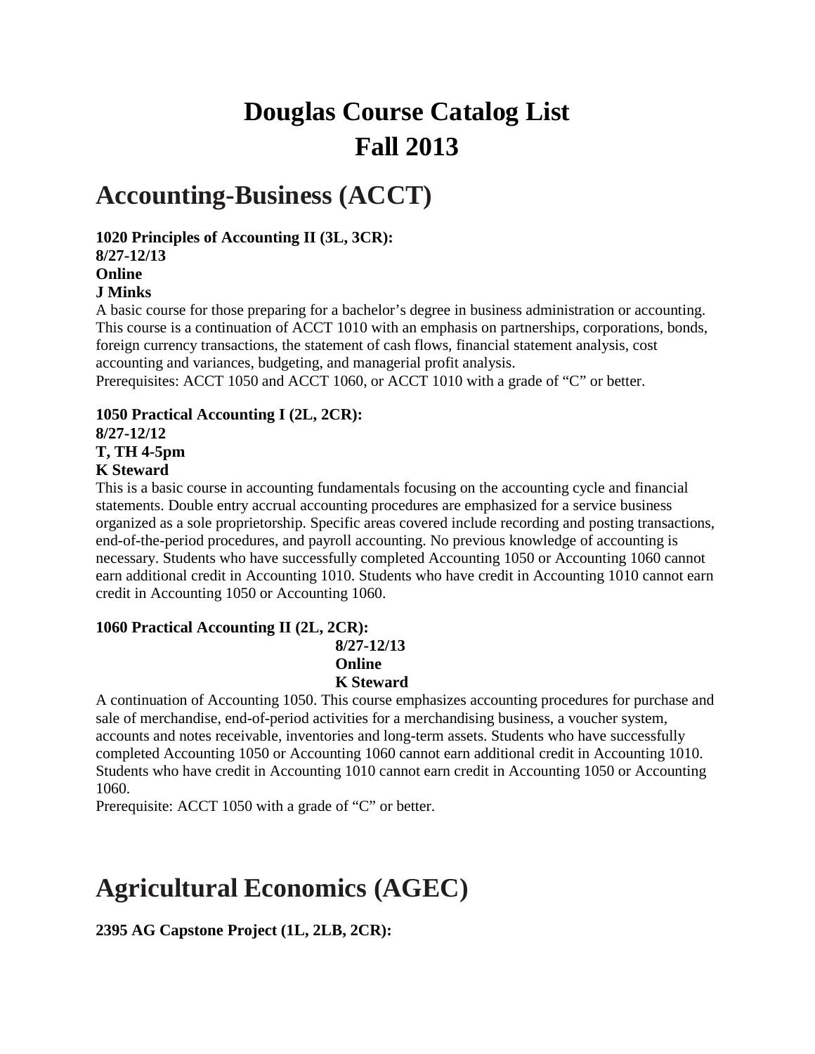# Douglas Course Catalog List
# Fall 2013

## Accounting-Business (ACCT)

**1020 Principles of Accounting II (3L, 3CR):**
**8/27-12/13**
**Online**
**J Minks**

A basic course for those preparing for a bachelor's degree in business administration or accounting. This course is a continuation of ACCT 1010 with an emphasis on partnerships, corporations, bonds, foreign currency transactions, the statement of cash flows, financial statement analysis, cost accounting and variances, budgeting, and managerial profit analysis.
Prerequisites: ACCT 1050 and ACCT 1060, or ACCT 1010 with a grade of "C" or better.

**1050 Practical Accounting I (2L, 2CR):**
**8/27-12/12**
**T, TH 4-5pm**
**K Steward**

This is a basic course in accounting fundamentals focusing on the accounting cycle and financial statements. Double entry accrual accounting procedures are emphasized for a service business organized as a sole proprietorship. Specific areas covered include recording and posting transactions, end-of-the-period procedures, and payroll accounting. No previous knowledge of accounting is necessary. Students who have successfully completed Accounting 1050 or Accounting 1060 cannot earn additional credit in Accounting 1010. Students who have credit in Accounting 1010 cannot earn credit in Accounting 1050 or Accounting 1060.

**1060 Practical Accounting II (2L, 2CR):**
**8/27-12/13**
**Online**
**K Steward**

A continuation of Accounting 1050. This course emphasizes accounting procedures for purchase and sale of merchandise, end-of-period activities for a merchandising business, a voucher system, accounts and notes receivable, inventories and long-term assets. Students who have successfully completed Accounting 1050 or Accounting 1060 cannot earn additional credit in Accounting 1010. Students who have credit in Accounting 1010 cannot earn credit in Accounting 1050 or Accounting 1060.
Prerequisite: ACCT 1050 with a grade of "C" or better.

## Agricultural Economics (AGEC)

**2395 AG Capstone Project (1L, 2LB, 2CR):**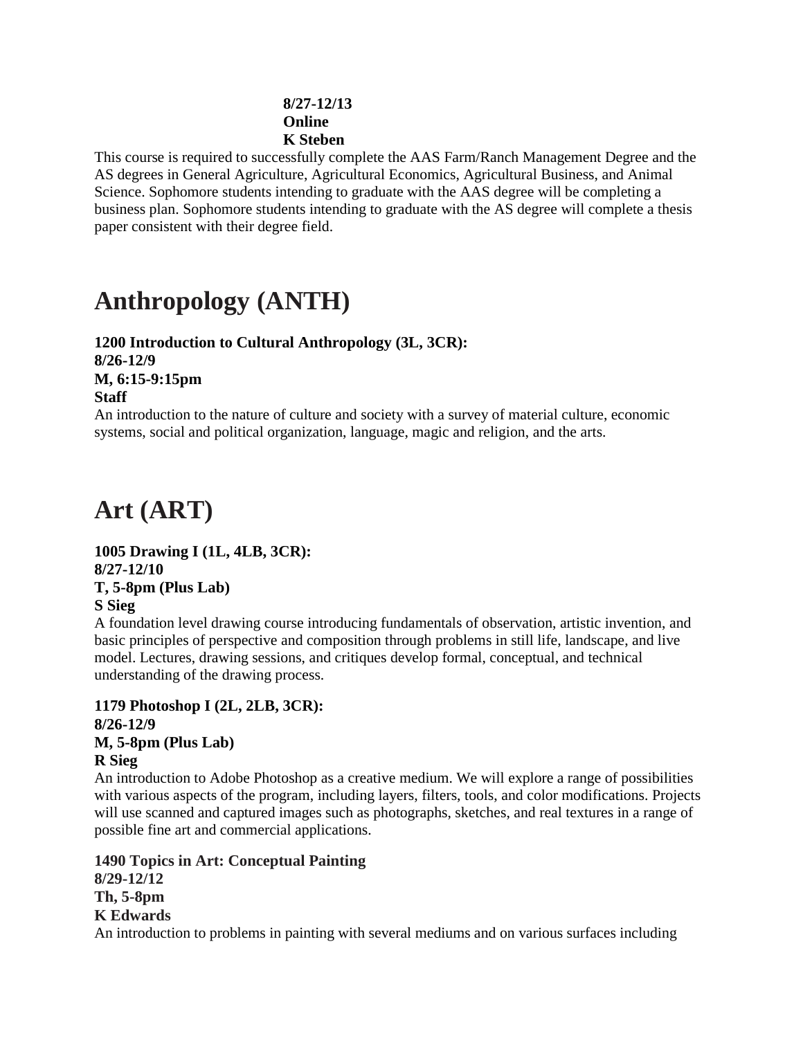**8/27-12/13**
**Online**
**K Steben**

This course is required to successfully complete the AAS Farm/Ranch Management Degree and the AS degrees in General Agriculture, Agricultural Economics, Agricultural Business, and Animal Science. Sophomore students intending to graduate with the AAS degree will be completing a business plan. Sophomore students intending to graduate with the AS degree will complete a thesis paper consistent with their degree field.

# Anthropology (ANTH)

**1200 Introduction to Cultural Anthropology (3L, 3CR):**
**8/26-12/9**
**M, 6:15-9:15pm**
**Staff**

An introduction to the nature of culture and society with a survey of material culture, economic systems, social and political organization, language, magic and religion, and the arts.

# Art (ART)

**1005 Drawing I (1L, 4LB, 3CR):**
**8/27-12/10**
**T, 5-8pm (Plus Lab)**
**S Sieg**

A foundation level drawing course introducing fundamentals of observation, artistic invention, and basic principles of perspective and composition through problems in still life, landscape, and live model. Lectures, drawing sessions, and critiques develop formal, conceptual, and technical understanding of the drawing process.

**1179 Photoshop I (2L, 2LB, 3CR):**
**8/26-12/9**
**M, 5-8pm (Plus Lab)**
**R Sieg**

An introduction to Adobe Photoshop as a creative medium. We will explore a range of possibilities with various aspects of the program, including layers, filters, tools, and color modifications. Projects will use scanned and captured images such as photographs, sketches, and real textures in a range of possible fine art and commercial applications.

**1490 Topics in Art: Conceptual Painting**
**8/29-12/12**
**Th, 5-8pm**
**K Edwards**

An introduction to problems in painting with several mediums and on various surfaces including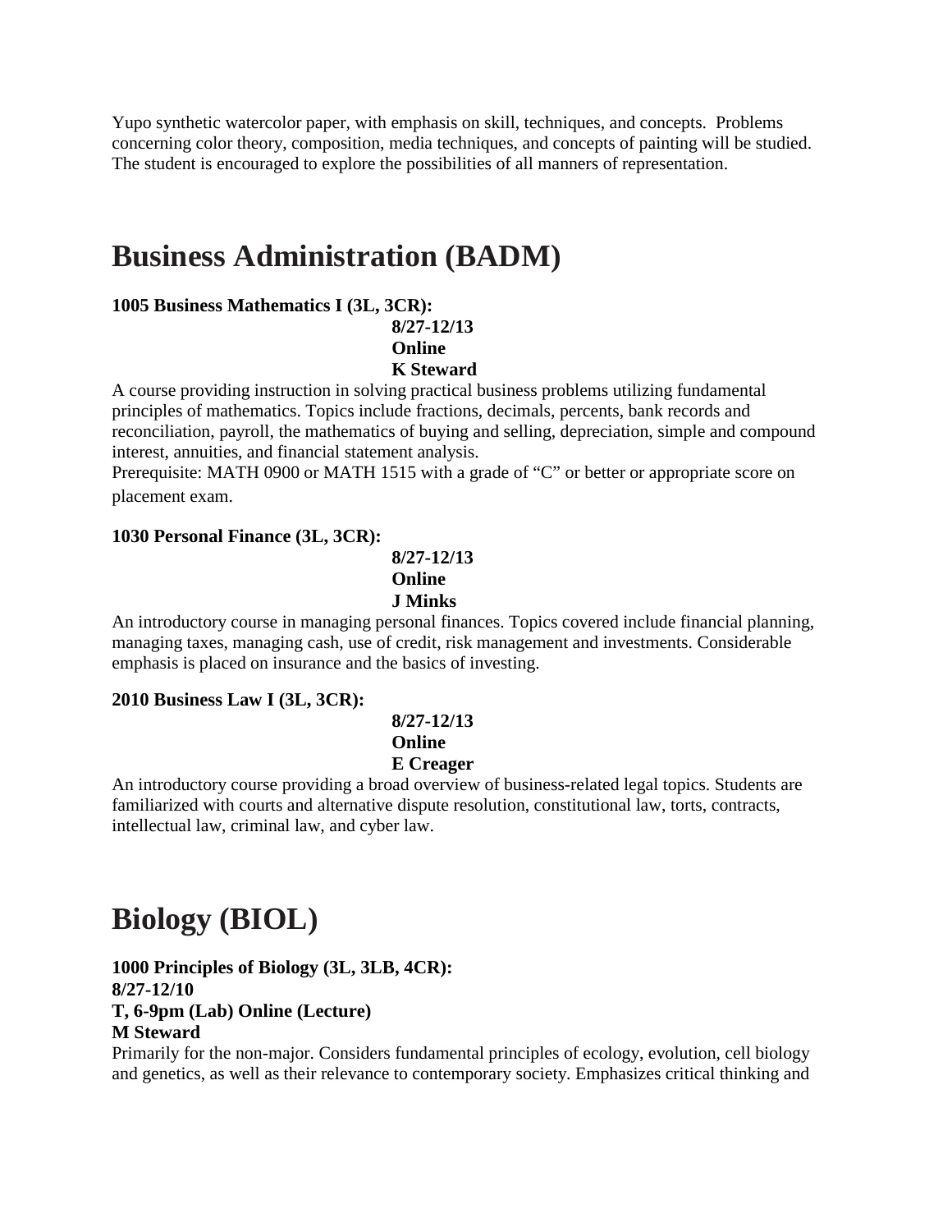Yupo synthetic watercolor paper, with emphasis on skill, techniques, and concepts. Problems concerning color theory, composition, media techniques, and concepts of painting will be studied. The student is encouraged to explore the possibilities of all manners of representation.

# Business Administration (BADM)

**1005 Business Mathematics I (3L, 3CR):**
**8/27-12/13**
**Online**
**K Steward**

A course providing instruction in solving practical business problems utilizing fundamental principles of mathematics. Topics include fractions, decimals, percents, bank records and reconciliation, payroll, the mathematics of buying and selling, depreciation, simple and compound interest, annuities, and financial statement analysis.
Prerequisite: MATH 0900 or MATH 1515 with a grade of "C" or better or appropriate score on placement exam.

**1030 Personal Finance (3L, 3CR):**
**8/27-12/13**
**Online**
**J Minks**

An introductory course in managing personal finances. Topics covered include financial planning, managing taxes, managing cash, use of credit, risk management and investments. Considerable emphasis is placed on insurance and the basics of investing.

**2010 Business Law I (3L, 3CR):**
**8/27-12/13**
**Online**
**E Creager**

An introductory course providing a broad overview of business-related legal topics. Students are familiarized with courts and alternative dispute resolution, constitutional law, torts, contracts, intellectual law, criminal law, and cyber law.

# Biology (BIOL)

**1000 Principles of Biology (3L, 3LB, 4CR):**
**8/27-12/10**
**T, 6-9pm (Lab) Online (Lecture)**
**M Steward**

Primarily for the non-major. Considers fundamental principles of ecology, evolution, cell biology and genetics, as well as their relevance to contemporary society. Emphasizes critical thinking and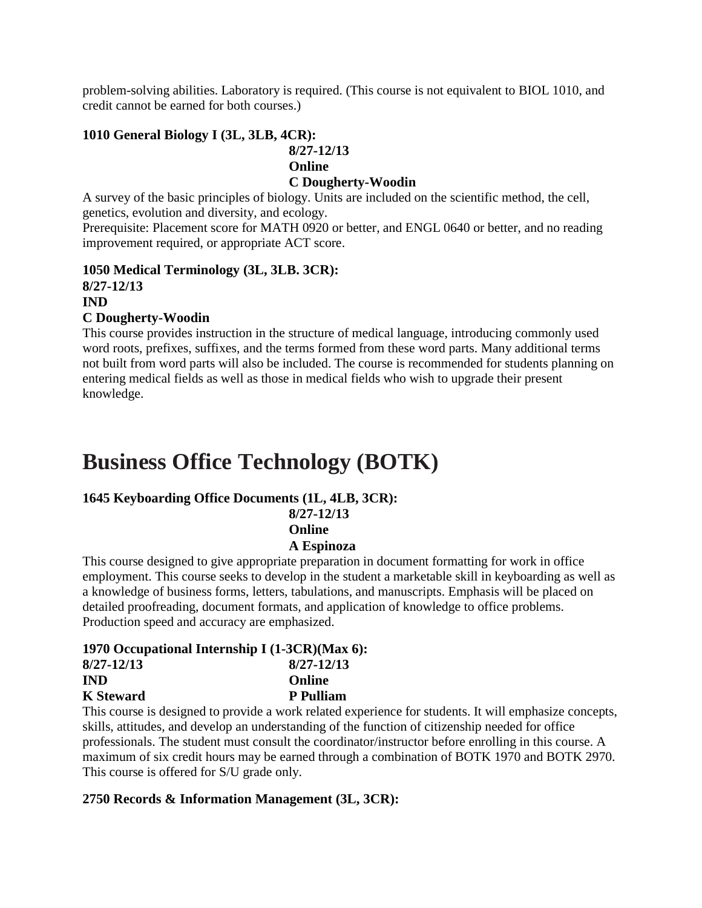problem-solving abilities. Laboratory is required. (This course is not equivalent to BIOL 1010, and credit cannot be earned for both courses.)

**1010 General Biology I (3L, 3LB, 4CR):**

**8/27-12/13**
**Online**
**C Dougherty-Woodin**

A survey of the basic principles of biology. Units are included on the scientific method, the cell, genetics, evolution and diversity, and ecology.
Prerequisite: Placement score for MATH 0920 or better, and ENGL 0640 or better, and no reading improvement required, or appropriate ACT score.

**1050 Medical Terminology (3L, 3LB. 3CR):**

**8/27-12/13**
**IND**
**C Dougherty-Woodin**

This course provides instruction in the structure of medical language, introducing commonly used word roots, prefixes, suffixes, and the terms formed from these word parts. Many additional terms not built from word parts will also be included. The course is recommended for students planning on entering medical fields as well as those in medical fields who wish to upgrade their present knowledge.

# Business Office Technology (BOTK)

**1645 Keyboarding Office Documents (1L, 4LB, 3CR):**

**8/27-12/13**
**Online**
**A Espinoza**

This course designed to give appropriate preparation in document formatting for work in office employment. This course seeks to develop in the student a marketable skill in keyboarding as well as a knowledge of business forms, letters, tabulations, and manuscripts. Emphasis will be placed on detailed proofreading, document formats, and application of knowledge to office problems. Production speed and accuracy are emphasized.

**1970 Occupational Internship I (1-3CR)(Max 6):**

| | |
|---|---|
| **8/27-12/13** | **8/27-12/13** |
| **IND** | **Online** |
| **K Steward** | **P Pulliam** |

This course is designed to provide a work related experience for students. It will emphasize concepts, skills, attitudes, and develop an understanding of the function of citizenship needed for office professionals. The student must consult the coordinator/instructor before enrolling in this course. A maximum of six credit hours may be earned through a combination of BOTK 1970 and BOTK 2970. This course is offered for S/U grade only.

**2750 Records & Information Management (3L, 3CR):**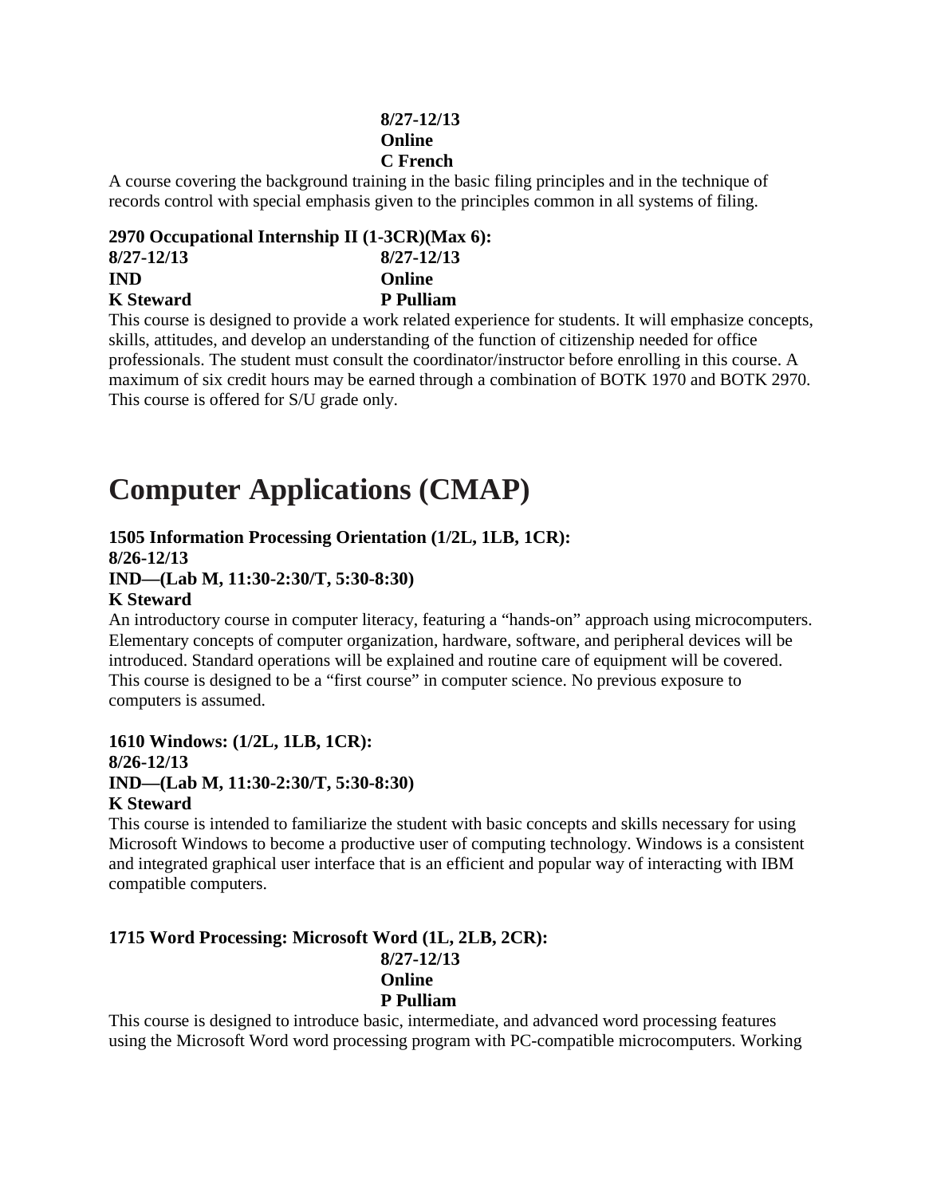**8/27-12/13**
**Online**
**C French**

A course covering the background training in the basic filing principles and in the technique of records control with special emphasis given to the principles common in all systems of filing.

**2970 Occupational Internship II (1-3CR)(Max 6):**

| | |
|---|---|
| **8/27-12/13** | **8/27-12/13** |
| **IND** | **Online** |
| **K Steward** | **P Pulliam** |

This course is designed to provide a work related experience for students. It will emphasize concepts, skills, attitudes, and develop an understanding of the function of citizenship needed for office professionals. The student must consult the coordinator/instructor before enrolling in this course. A maximum of six credit hours may be earned through a combination of BOTK 1970 and BOTK 2970. This course is offered for S/U grade only.

# Computer Applications (CMAP)

**1505 Information Processing Orientation (1/2L, 1LB, 1CR):**
**8/26-12/13**
**IND—(Lab M, 11:30-2:30/T, 5:30-8:30)**
**K Steward**

An introductory course in computer literacy, featuring a "hands-on" approach using microcomputers. Elementary concepts of computer organization, hardware, software, and peripheral devices will be introduced. Standard operations will be explained and routine care of equipment will be covered. This course is designed to be a "first course" in computer science. No previous exposure to computers is assumed.

**1610 Windows: (1/2L, 1LB, 1CR):**
**8/26-12/13**
**IND—(Lab M, 11:30-2:30/T, 5:30-8:30)**
**K Steward**

This course is intended to familiarize the student with basic concepts and skills necessary for using Microsoft Windows to become a productive user of computing technology. Windows is a consistent and integrated graphical user interface that is an efficient and popular way of interacting with IBM compatible computers.

**1715 Word Processing: Microsoft Word (1L, 2LB, 2CR):**
**8/27-12/13**
**Online**
**P Pulliam**

This course is designed to introduce basic, intermediate, and advanced word processing features using the Microsoft Word word processing program with PC-compatible microcomputers. Working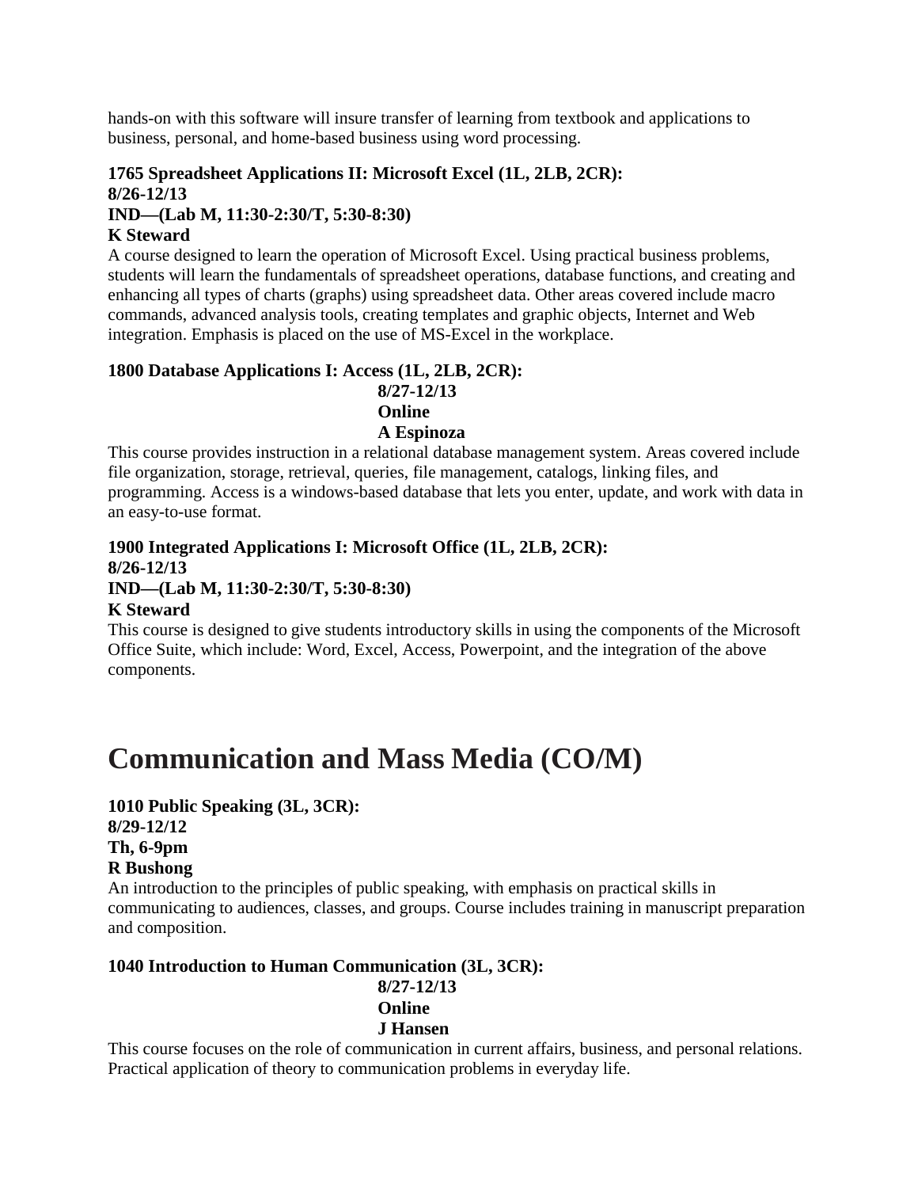hands-on with this software will insure transfer of learning from textbook and applications to business, personal, and home-based business using word processing.

**1765 Spreadsheet Applications II: Microsoft Excel (1L, 2LB, 2CR):**
**8/26-12/13**
**IND—(Lab M, 11:30-2:30/T, 5:30-8:30)**
**K Steward**

A course designed to learn the operation of Microsoft Excel. Using practical business problems, students will learn the fundamentals of spreadsheet operations, database functions, and creating and enhancing all types of charts (graphs) using spreadsheet data. Other areas covered include macro commands, advanced analysis tools, creating templates and graphic objects, Internet and Web integration. Emphasis is placed on the use of MS-Excel in the workplace.

**1800 Database Applications I: Access (1L, 2LB, 2CR):**
**8/27-12/13**
**Online**
**A Espinoza**

This course provides instruction in a relational database management system. Areas covered include file organization, storage, retrieval, queries, file management, catalogs, linking files, and programming. Access is a windows-based database that lets you enter, update, and work with data in an easy-to-use format.

**1900 Integrated Applications I: Microsoft Office (1L, 2LB, 2CR):**
**8/26-12/13**
**IND—(Lab M, 11:30-2:30/T, 5:30-8:30)**
**K Steward**

This course is designed to give students introductory skills in using the components of the Microsoft Office Suite, which include: Word, Excel, Access, Powerpoint, and the integration of the above components.

# Communication and Mass Media (CO/M)

**1010 Public Speaking (3L, 3CR):**
**8/29-12/12**
**Th, 6-9pm**
**R Bushong**

An introduction to the principles of public speaking, with emphasis on practical skills in communicating to audiences, classes, and groups. Course includes training in manuscript preparation and composition.

**1040 Introduction to Human Communication (3L, 3CR):**
**8/27-12/13**
**Online**
**J Hansen**

This course focuses on the role of communication in current affairs, business, and personal relations. Practical application of theory to communication problems in everyday life.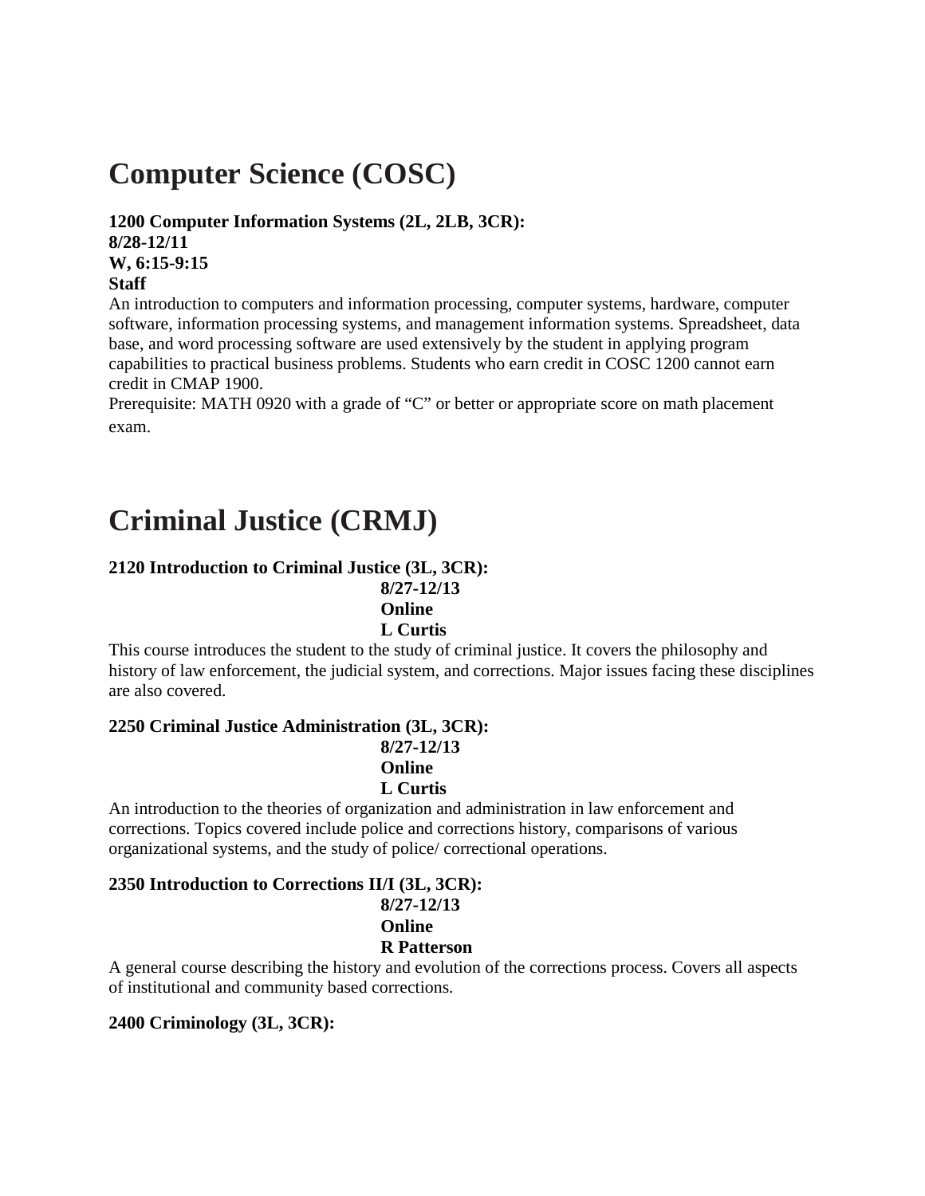# Computer Science (COSC)

**1200 Computer Information Systems (2L, 2LB, 3CR):**
**8/28-12/11**
**W, 6:15-9:15**
**Staff**

An introduction to computers and information processing, computer systems, hardware, computer software, information processing systems, and management information systems. Spreadsheet, data base, and word processing software are used extensively by the student in applying program capabilities to practical business problems. Students who earn credit in COSC 1200 cannot earn credit in CMAP 1900.

Prerequisite: MATH 0920 with a grade of "C" or better or appropriate score on math placement exam.

# Criminal Justice (CRMJ)

**2120 Introduction to Criminal Justice (3L, 3CR):**
**8/27-12/13**
**Online**
**L Curtis**

This course introduces the student to the study of criminal justice. It covers the philosophy and history of law enforcement, the judicial system, and corrections. Major issues facing these disciplines are also covered.

**2250 Criminal Justice Administration (3L, 3CR):**
**8/27-12/13**
**Online**
**L Curtis**

An introduction to the theories of organization and administration in law enforcement and corrections. Topics covered include police and corrections history, comparisons of various organizational systems, and the study of police/ correctional operations.

**2350 Introduction to Corrections II/I (3L, 3CR):**
**8/27-12/13**
**Online**
**R Patterson**

A general course describing the history and evolution of the corrections process. Covers all aspects of institutional and community based corrections.

**2400 Criminology (3L, 3CR):**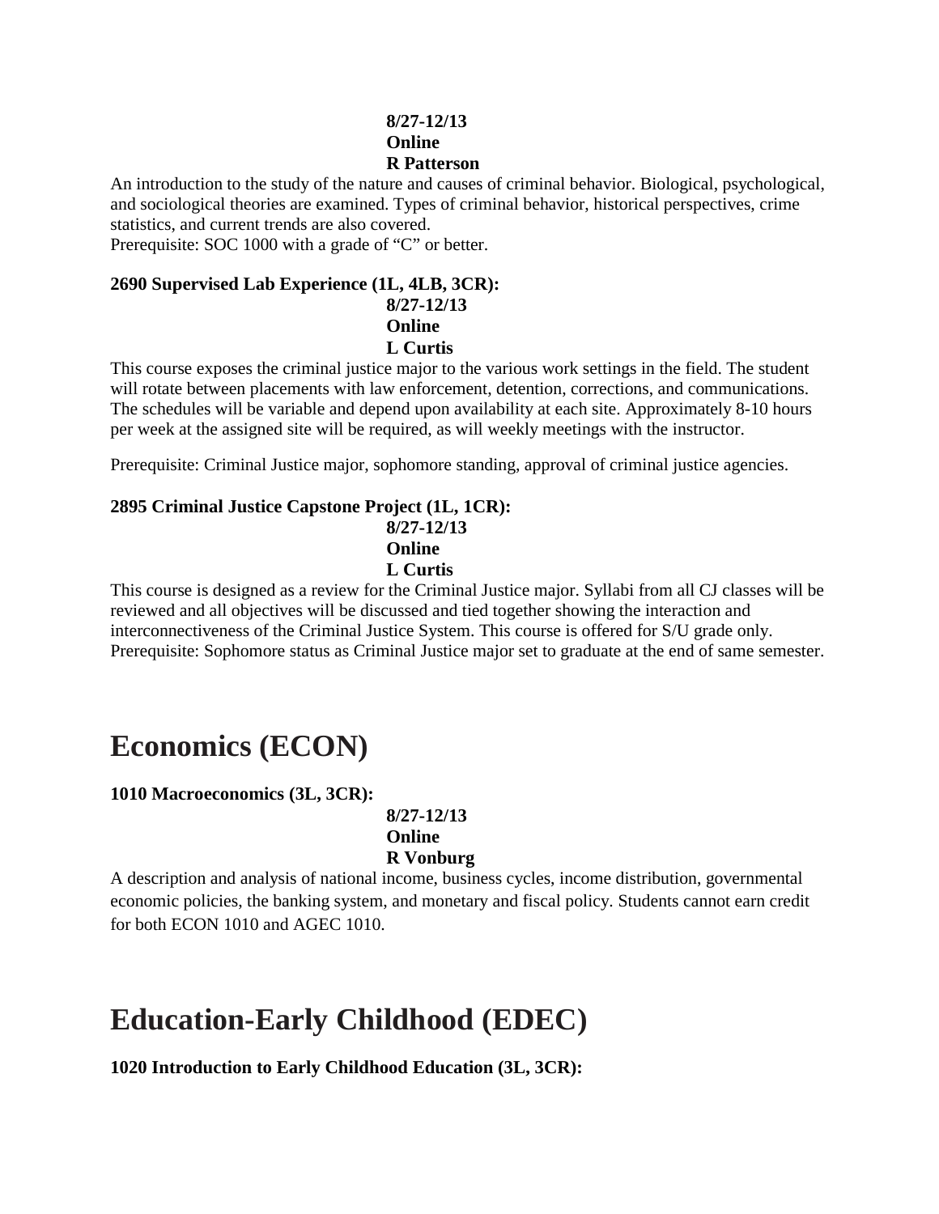**8/27-12/13**
**Online**
**R Patterson**

An introduction to the study of the nature and causes of criminal behavior. Biological, psychological, and sociological theories are examined. Types of criminal behavior, historical perspectives, crime statistics, and current trends are also covered.
Prerequisite: SOC 1000 with a grade of “C” or better.

**2690 Supervised Lab Experience (1L, 4LB, 3CR):**
**8/27-12/13**
**Online**
**L Curtis**

This course exposes the criminal justice major to the various work settings in the field. The student will rotate between placements with law enforcement, detention, corrections, and communications. The schedules will be variable and depend upon availability at each site. Approximately 8-10 hours per week at the assigned site will be required, as will weekly meetings with the instructor.

Prerequisite: Criminal Justice major, sophomore standing, approval of criminal justice agencies.

**2895 Criminal Justice Capstone Project (1L, 1CR):**
**8/27-12/13**
**Online**
**L Curtis**

This course is designed as a review for the Criminal Justice major. Syllabi from all CJ classes will be reviewed and all objectives will be discussed and tied together showing the interaction and interconnectiveness of the Criminal Justice System. This course is offered for S/U grade only.
Prerequisite: Sophomore status as Criminal Justice major set to graduate at the end of same semester.

# Economics (ECON)

**1010 Macroeconomics (3L, 3CR):**
**8/27-12/13**
**Online**
**R Vonburg**

A description and analysis of national income, business cycles, income distribution, governmental economic policies, the banking system, and monetary and fiscal policy. Students cannot earn credit for both ECON 1010 and AGEC 1010.

# Education-Early Childhood (EDEC)

**1020 Introduction to Early Childhood Education (3L, 3CR):**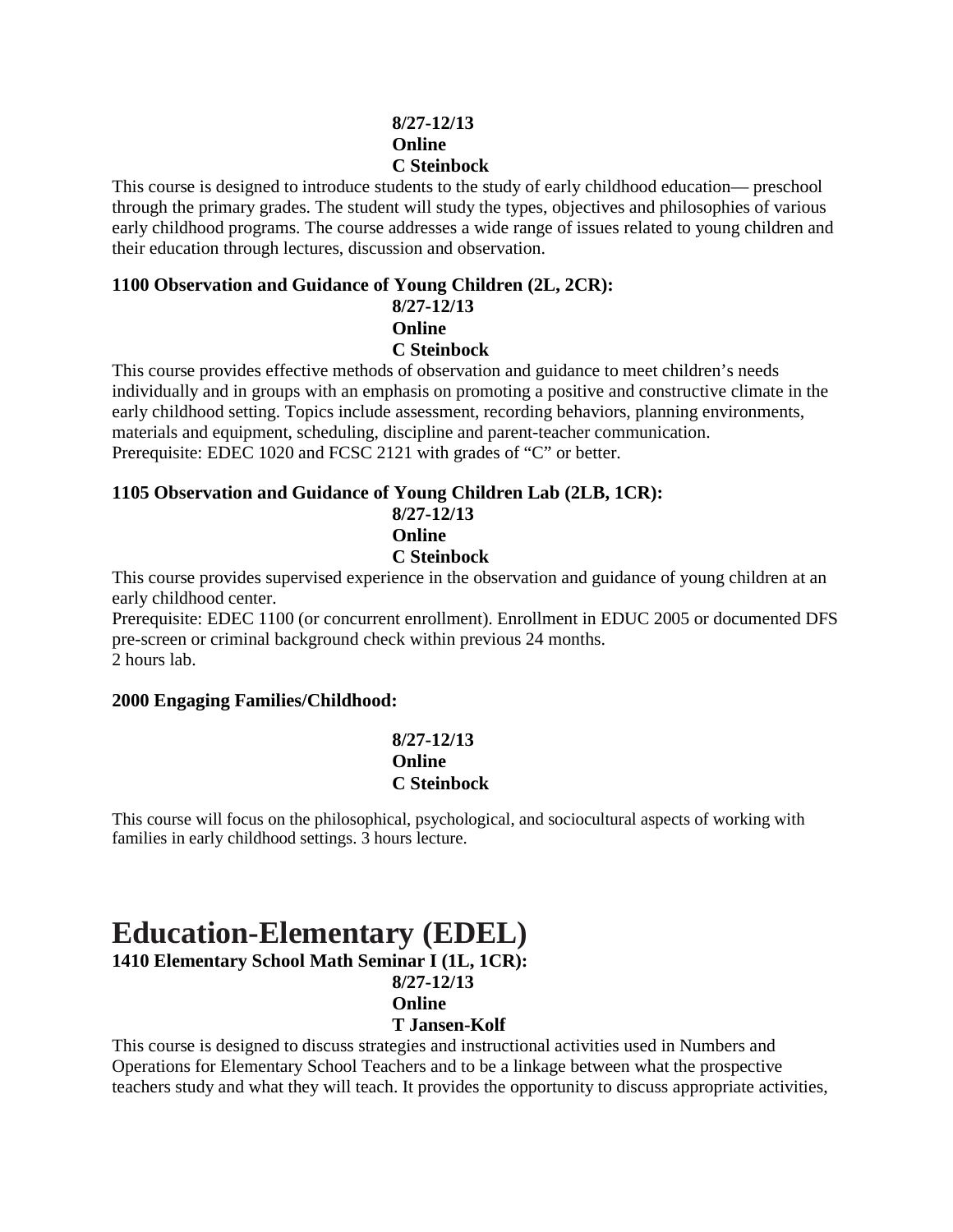**8/27-12/13**
**Online**
**C Steinbock**

This course is designed to introduce students to the study of early childhood education— preschool through the primary grades. The student will study the types, objectives and philosophies of various early childhood programs. The course addresses a wide range of issues related to young children and their education through lectures, discussion and observation.

**1100 Observation and Guidance of Young Children (2L, 2CR):**

**8/27-12/13**
**Online**
**C Steinbock**

This course provides effective methods of observation and guidance to meet children's needs individually and in groups with an emphasis on promoting a positive and constructive climate in the early childhood setting. Topics include assessment, recording behaviors, planning environments, materials and equipment, scheduling, discipline and parent-teacher communication.
Prerequisite: EDEC 1020 and FCSC 2121 with grades of "C" or better.

**1105 Observation and Guidance of Young Children Lab (2LB, 1CR):**

**8/27-12/13**
**Online**
**C Steinbock**

This course provides supervised experience in the observation and guidance of young children at an early childhood center.
Prerequisite: EDEC 1100 (or concurrent enrollment). Enrollment in EDUC 2005 or documented DFS pre-screen or criminal background check within previous 24 months.
2 hours lab.

**2000 Engaging Families/Childhood:**

**8/27-12/13**
**Online**
**C Steinbock**

This course will focus on the philosophical, psychological, and sociocultural aspects of working with families in early childhood settings. 3 hours lecture.

# Education-Elementary (EDEL)

**1410 Elementary School Math Seminar I (1L, 1CR):**

**8/27-12/13**
**Online**
**T Jansen-Kolf**

This course is designed to discuss strategies and instructional activities used in Numbers and Operations for Elementary School Teachers and to be a linkage between what the prospective teachers study and what they will teach. It provides the opportunity to discuss appropriate activities,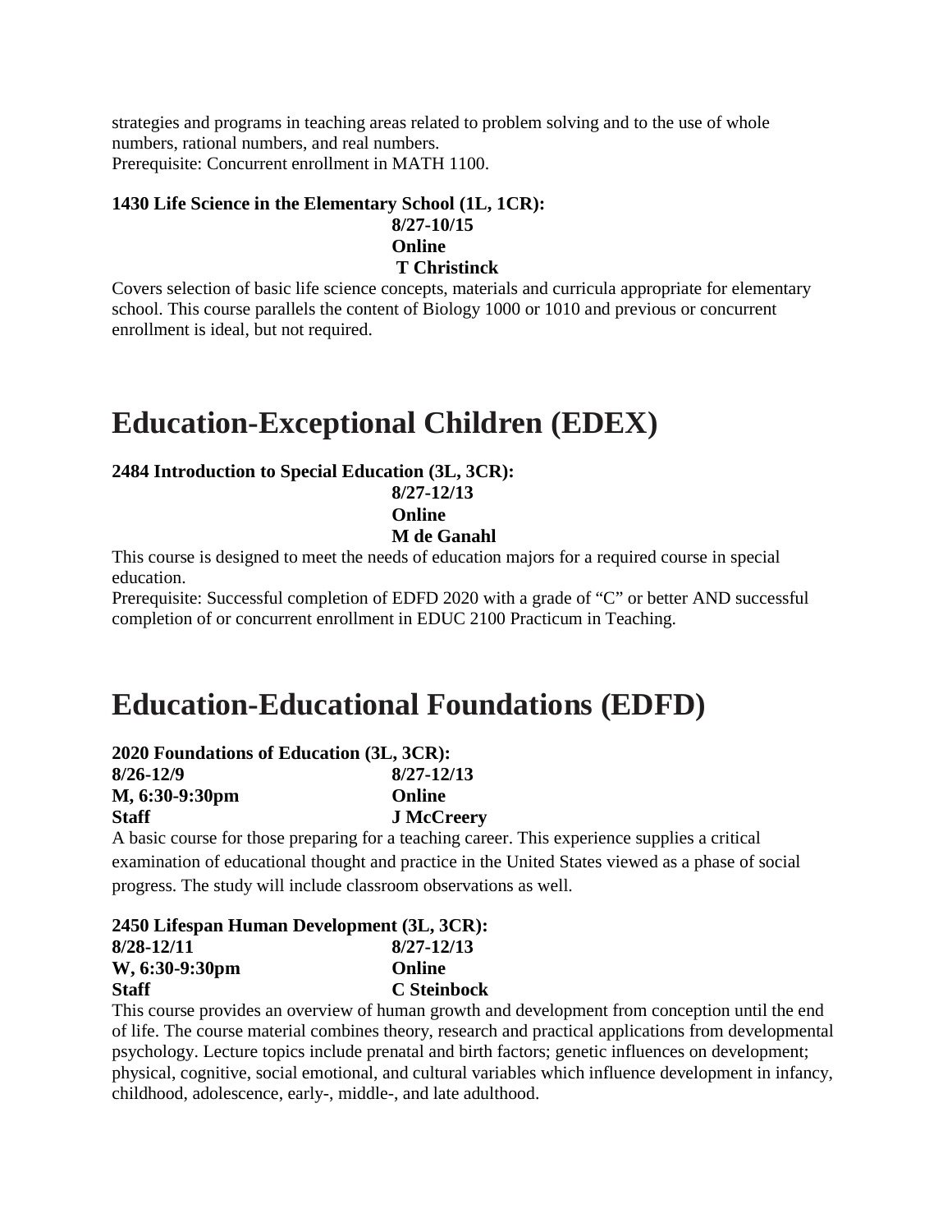strategies and programs in teaching areas related to problem solving and to the use of whole numbers, rational numbers, and real numbers.
Prerequisite: Concurrent enrollment in MATH 1100.

**1430 Life Science in the Elementary School (1L, 1CR):**

**8/27-10/15**
**Online**
**T Christinck**

Covers selection of basic life science concepts, materials and curricula appropriate for elementary school. This course parallels the content of Biology 1000 or 1010 and previous or concurrent enrollment is ideal, but not required.

# Education-Exceptional Children (EDEX)

**2484 Introduction to Special Education (3L, 3CR):**

**8/27-12/13**
**Online**
**M de Ganahl**

This course is designed to meet the needs of education majors for a required course in special education.
Prerequisite: Successful completion of EDFD 2020 with a grade of "C" or better AND successful completion of or concurrent enrollment in EDUC 2100 Practicum in Teaching.

# Education-Educational Foundations (EDFD)

**2020 Foundations of Education (3L, 3CR):**

| | |
|---|---|
| **8/26-12/9** | **8/27-12/13** |
| **M, 6:30-9:30pm** | **Online** |
| **Staff** | **J McCreery** |

A basic course for those preparing for a teaching career. This experience supplies a critical examination of educational thought and practice in the United States viewed as a phase of social progress. The study will include classroom observations as well.

**2450 Lifespan Human Development (3L, 3CR):**

| | |
|---|---|
| **8/28-12/11** | **8/27-12/13** |
| **W, 6:30-9:30pm** | **Online** |
| **Staff** | **C Steinbock** |

This course provides an overview of human growth and development from conception until the end of life. The course material combines theory, research and practical applications from developmental psychology. Lecture topics include prenatal and birth factors; genetic influences on development; physical, cognitive, social emotional, and cultural variables which influence development in infancy, childhood, adolescence, early-, middle-, and late adulthood.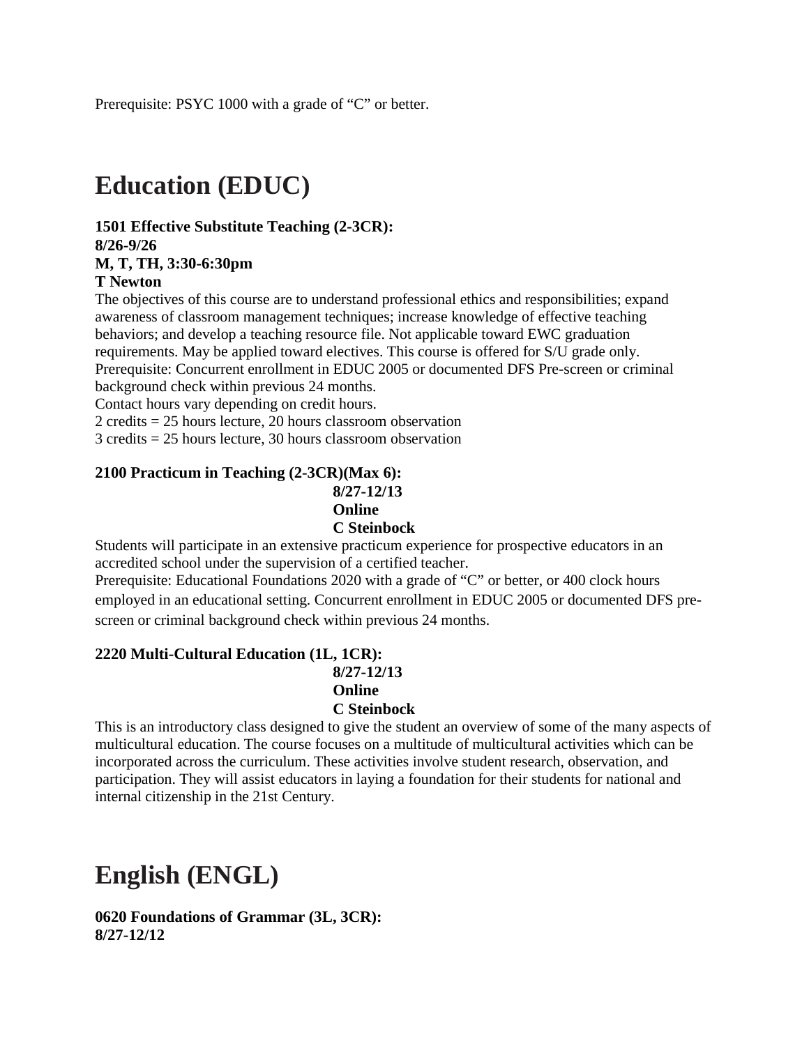Prerequisite: PSYC 1000 with a grade of “C” or better.

# Education (EDUC)

**1501 Effective Substitute Teaching (2-3CR):**
**8/26-9/26**
**M, T, TH, 3:30-6:30pm**
**T Newton**

The objectives of this course are to understand professional ethics and responsibilities; expand awareness of classroom management techniques; increase knowledge of effective teaching behaviors; and develop a teaching resource file. Not applicable toward EWC graduation requirements. May be applied toward electives. This course is offered for S/U grade only.
Prerequisite: Concurrent enrollment in EDUC 2005 or documented DFS Pre-screen or criminal background check within previous 24 months.
Contact hours vary depending on credit hours.
2 credits = 25 hours lecture, 20 hours classroom observation
3 credits = 25 hours lecture, 30 hours classroom observation

**2100 Practicum in Teaching (2-3CR)(Max 6):**
**8/27-12/13**
**Online**
**C Steinbock**

Students will participate in an extensive practicum experience for prospective educators in an accredited school under the supervision of a certified teacher.
Prerequisite: Educational Foundations 2020 with a grade of “C” or better, or 400 clock hours employed in an educational setting. Concurrent enrollment in EDUC 2005 or documented DFS pre-screen or criminal background check within previous 24 months.

**2220 Multi-Cultural Education (1L, 1CR):**
**8/27-12/13**
**Online**
**C Steinbock**

This is an introductory class designed to give the student an overview of some of the many aspects of multicultural education. The course focuses on a multitude of multicultural activities which can be incorporated across the curriculum. These activities involve student research, observation, and participation. They will assist educators in laying a foundation for their students for national and internal citizenship in the 21st Century.

# English (ENGL)

**0620 Foundations of Grammar (3L, 3CR):**
**8/27-12/12**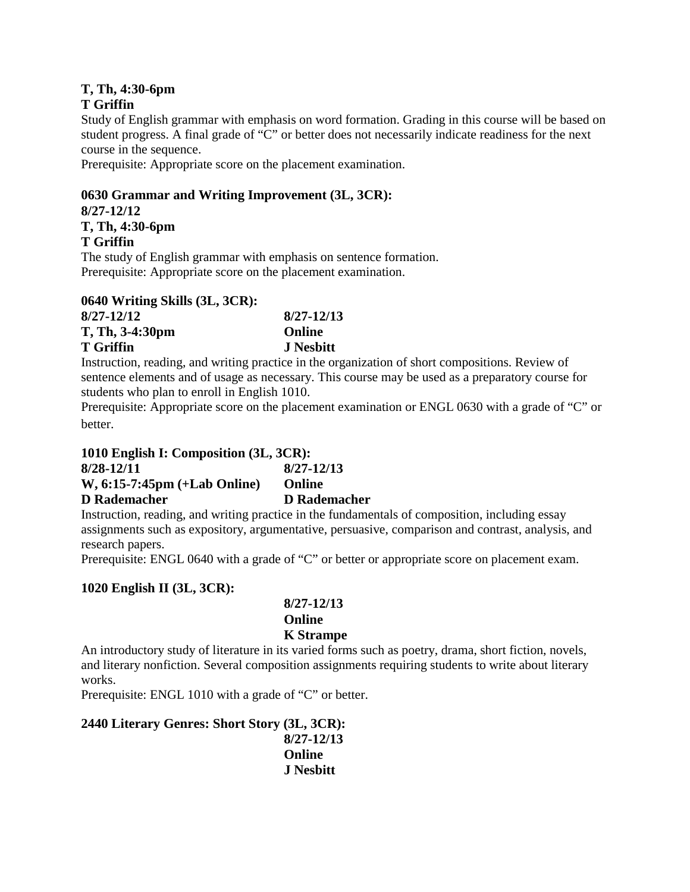**T, Th, 4:30-6pm**
**T Griffin**

Study of English grammar with emphasis on word formation. Grading in this course will be based on student progress. A final grade of “C” or better does not necessarily indicate readiness for the next course in the sequence.
Prerequisite: Appropriate score on the placement examination.

**0630 Grammar and Writing Improvement (3L, 3CR):**
**8/27-12/12**
**T, Th, 4:30-6pm**
**T Griffin**

The study of English grammar with emphasis on sentence formation.
Prerequisite: Appropriate score on the placement examination.

**0640 Writing Skills (3L, 3CR):**

| | |
|---|---|
| **8/27-12/12** | **8/27-12/13** |
| **T, Th, 3-4:30pm** | **Online** |
| **T Griffin** | **J Nesbitt** |

Instruction, reading, and writing practice in the organization of short compositions. Review of sentence elements and of usage as necessary. This course may be used as a preparatory course for students who plan to enroll in English 1010.
Prerequisite: Appropriate score on the placement examination or ENGL 0630 with a grade of “C” or better.

**1010 English I: Composition (3L, 3CR):**

| | |
|---|---|
| **8/28-12/11** | **8/27-12/13** |
| **W, 6:15-7:45pm (+Lab Online)** | **Online** |
| **D Rademacher** | **D Rademacher** |

Instruction, reading, and writing practice in the fundamentals of composition, including essay assignments such as expository, argumentative, persuasive, comparison and contrast, analysis, and research papers.
Prerequisite: ENGL 0640 with a grade of “C” or better or appropriate score on placement exam.

**1020 English II (3L, 3CR):**
**8/27-12/13**
**Online**
**K Strampe**

An introductory study of literature in its varied forms such as poetry, drama, short fiction, novels, and literary nonfiction. Several composition assignments requiring students to write about literary works.
Prerequisite: ENGL 1010 with a grade of “C” or better.

**2440 Literary Genres: Short Story (3L, 3CR):**
**8/27-12/13**
**Online**
**J Nesbitt**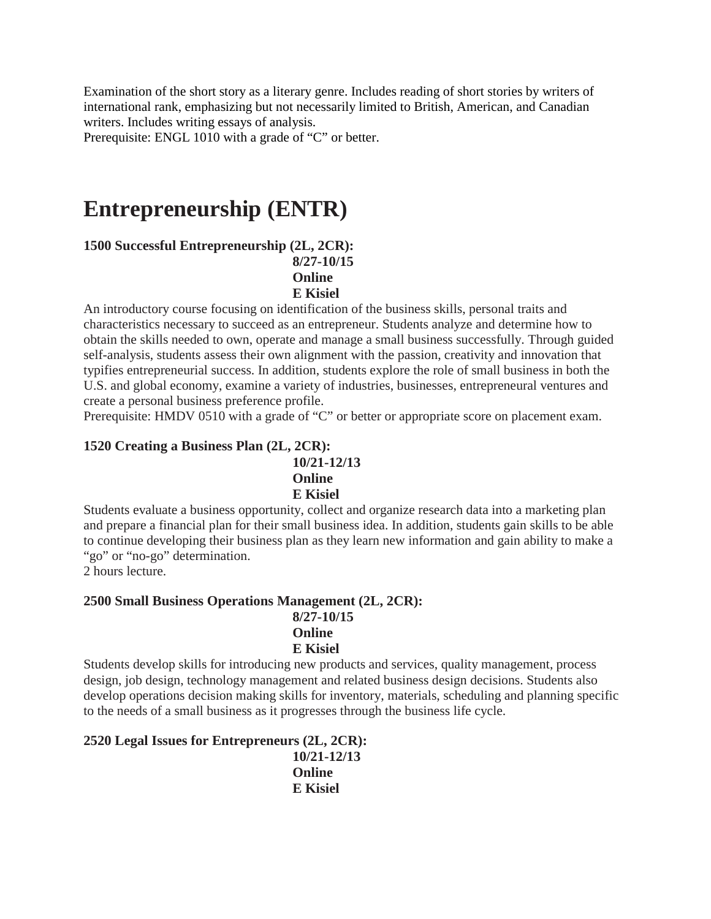Examination of the short story as a literary genre. Includes reading of short stories by writers of international rank, emphasizing but not necessarily limited to British, American, and Canadian writers. Includes writing essays of analysis.
Prerequisite: ENGL 1010 with a grade of "C" or better.

# Entrepreneurship (ENTR)

**1500 Successful Entrepreneurship (2L, 2CR):**
**8/27-10/15**
**Online**
**E Kisiel**

An introductory course focusing on identification of the business skills, personal traits and characteristics necessary to succeed as an entrepreneur. Students analyze and determine how to obtain the skills needed to own, operate and manage a small business successfully. Through guided self-analysis, students assess their own alignment with the passion, creativity and innovation that typifies entrepreneurial success. In addition, students explore the role of small business in both the U.S. and global economy, examine a variety of industries, businesses, entrepreneural ventures and create a personal business preference profile.
Prerequisite: HMDV 0510 with a grade of "C" or better or appropriate score on placement exam.

**1520 Creating a Business Plan (2L, 2CR):**
**10/21-12/13**
**Online**
**E Kisiel**

Students evaluate a business opportunity, collect and organize research data into a marketing plan and prepare a financial plan for their small business idea. In addition, students gain skills to be able to continue developing their business plan as they learn new information and gain ability to make a "go" or "no-go" determination.
2 hours lecture.

**2500 Small Business Operations Management (2L, 2CR):**
**8/27-10/15**
**Online**
**E Kisiel**

Students develop skills for introducing new products and services, quality management, process design, job design, technology management and related business design decisions. Students also develop operations decision making skills for inventory, materials, scheduling and planning specific to the needs of a small business as it progresses through the business life cycle.

**2520 Legal Issues for Entrepreneurs (2L, 2CR):**
**10/21-12/13**
**Online**
**E Kisiel**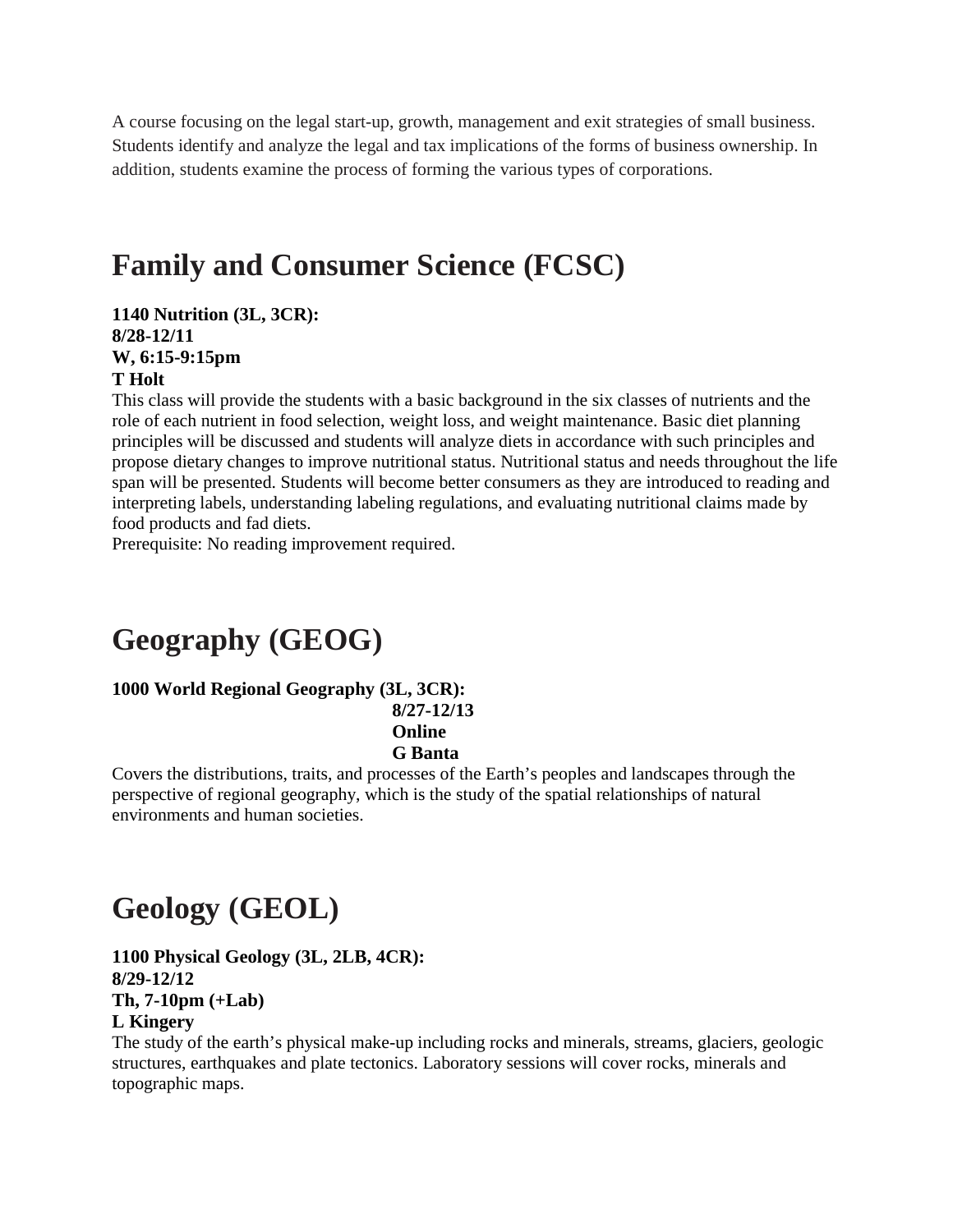A course focusing on the legal start-up, growth, management and exit strategies of small business. Students identify and analyze the legal and tax implications of the forms of business ownership. In addition, students examine the process of forming the various types of corporations.

# Family and Consumer Science (FCSC)

**1140 Nutrition (3L, 3CR):**
**8/28-12/11**
**W, 6:15-9:15pm**
**T Holt**

This class will provide the students with a basic background in the six classes of nutrients and the role of each nutrient in food selection, weight loss, and weight maintenance. Basic diet planning principles will be discussed and students will analyze diets in accordance with such principles and propose dietary changes to improve nutritional status. Nutritional status and needs throughout the life span will be presented. Students will become better consumers as they are introduced to reading and interpreting labels, understanding labeling regulations, and evaluating nutritional claims made by food products and fad diets.
Prerequisite: No reading improvement required.

# Geography (GEOG)

**1000 World Regional Geography (3L, 3CR):**
**8/27-12/13**
**Online**
**G Banta**

Covers the distributions, traits, and processes of the Earth's peoples and landscapes through the perspective of regional geography, which is the study of the spatial relationships of natural environments and human societies.

# Geology (GEOL)

**1100 Physical Geology (3L, 2LB, 4CR):**
**8/29-12/12**
**Th, 7-10pm (+Lab)**
**L Kingery**

The study of the earth's physical make-up including rocks and minerals, streams, glaciers, geologic structures, earthquakes and plate tectonics. Laboratory sessions will cover rocks, minerals and topographic maps.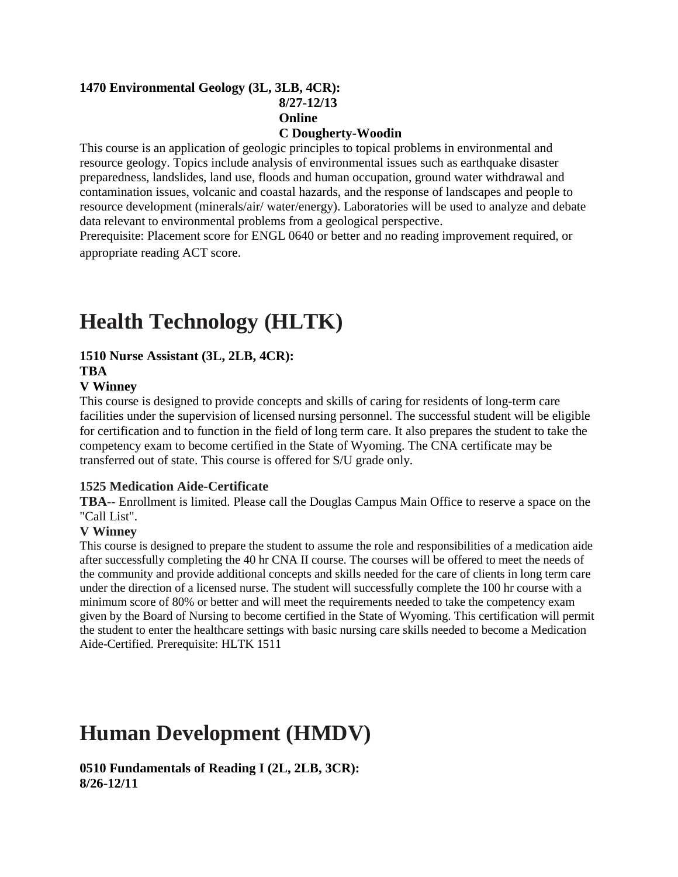**1470 Environmental Geology (3L, 3LB, 4CR):**
**8/27-12/13**
**Online**
**C Dougherty-Woodin**

This course is an application of geologic principles to topical problems in environmental and resource geology. Topics include analysis of environmental issues such as earthquake disaster preparedness, landslides, land use, floods and human occupation, ground water withdrawal and contamination issues, volcanic and coastal hazards, and the response of landscapes and people to resource development (minerals/air/ water/energy). Laboratories will be used to analyze and debate data relevant to environmental problems from a geological perspective.

Prerequisite: Placement score for ENGL 0640 or better and no reading improvement required, or appropriate reading ACT score.

# Health Technology (HLTK)

**1510 Nurse Assistant (3L, 2LB, 4CR):**
**TBA**
**V Winney**

This course is designed to provide concepts and skills of caring for residents of long-term care facilities under the supervision of licensed nursing personnel. The successful student will be eligible for certification and to function in the field of long term care. It also prepares the student to take the competency exam to become certified in the State of Wyoming. The CNA certificate may be transferred out of state. This course is offered for S/U grade only.

**1525 Medication Aide-Certificate**
**TBA**-- Enrollment is limited. Please call the Douglas Campus Main Office to reserve a space on the "Call List".
**V Winney**

This course is designed to prepare the student to assume the role and responsibilities of a medication aide after successfully completing the 40 hr CNA II course. The courses will be offered to meet the needs of the community and provide additional concepts and skills needed for the care of clients in long term care under the direction of a licensed nurse. The student will successfully complete the 100 hr course with a minimum score of 80% or better and will meet the requirements needed to take the competency exam given by the Board of Nursing to become certified in the State of Wyoming. This certification will permit the student to enter the healthcare settings with basic nursing care skills needed to become a Medication Aide-Certified. Prerequisite: HLTK 1511

# Human Development (HMDV)

**0510 Fundamentals of Reading I (2L, 2LB, 3CR):**
**8/26-12/11**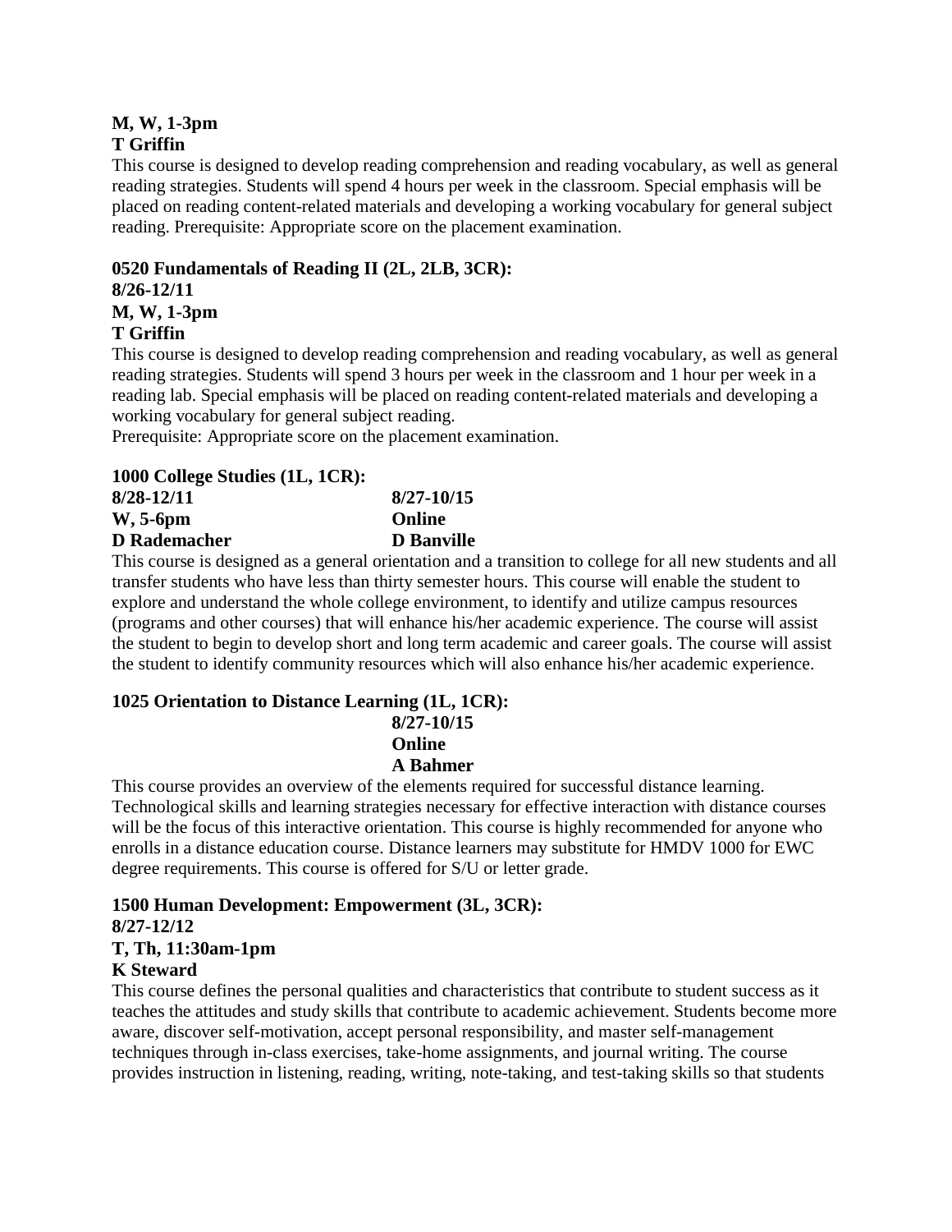**M, W, 1-3pm**
**T Griffin**

This course is designed to develop reading comprehension and reading vocabulary, as well as general reading strategies. Students will spend 4 hours per week in the classroom. Special emphasis will be placed on reading content-related materials and developing a working vocabulary for general subject reading. Prerequisite: Appropriate score on the placement examination.

**0520 Fundamentals of Reading II (2L, 2LB, 3CR):**
**8/26-12/11**
**M, W, 1-3pm**
**T Griffin**

This course is designed to develop reading comprehension and reading vocabulary, as well as general reading strategies. Students will spend 3 hours per week in the classroom and 1 hour per week in a reading lab. Special emphasis will be placed on reading content-related materials and developing a working vocabulary for general subject reading.
Prerequisite: Appropriate score on the placement examination.

**1000 College Studies (1L, 1CR):**

| | |
|---|---|
| **8/28-12/11** | **8/27-10/15** |
| **W, 5-6pm** | **Online** |
| **D Rademacher** | **D Banville** |

This course is designed as a general orientation and a transition to college for all new students and all transfer students who have less than thirty semester hours. This course will enable the student to explore and understand the whole college environment, to identify and utilize campus resources (programs and other courses) that will enhance his/her academic experience. The course will assist the student to begin to develop short and long term academic and career goals. The course will assist the student to identify community resources which will also enhance his/her academic experience.

**1025 Orientation to Distance Learning (1L, 1CR):**
**8/27-10/15**
**Online**
**A Bahmer**

This course provides an overview of the elements required for successful distance learning. Technological skills and learning strategies necessary for effective interaction with distance courses will be the focus of this interactive orientation. This course is highly recommended for anyone who enrolls in a distance education course. Distance learners may substitute for HMDV 1000 for EWC degree requirements. This course is offered for S/U or letter grade.

**1500 Human Development: Empowerment (3L, 3CR):**
**8/27-12/12**
**T, Th, 11:30am-1pm**
**K Steward**

This course defines the personal qualities and characteristics that contribute to student success as it teaches the attitudes and study skills that contribute to academic achievement. Students become more aware, discover self-motivation, accept personal responsibility, and master self-management techniques through in-class exercises, take-home assignments, and journal writing. The course provides instruction in listening, reading, writing, note-taking, and test-taking skills so that students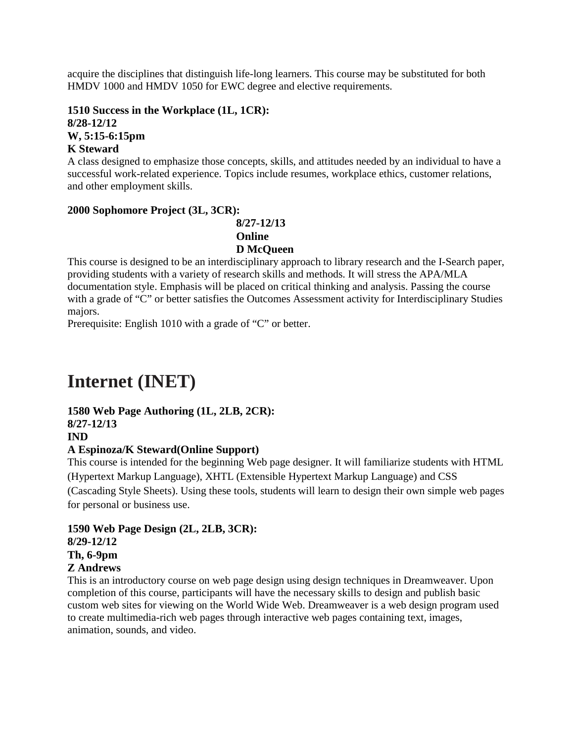acquire the disciplines that distinguish life-long learners. This course may be substituted for both HMDV 1000 and HMDV 1050 for EWC degree and elective requirements.

**1510 Success in the Workplace (1L, 1CR):**
**8/28-12/12**
**W, 5:15-6:15pm**
**K Steward**

A class designed to emphasize those concepts, skills, and attitudes needed by an individual to have a successful work-related experience. Topics include resumes, workplace ethics, customer relations, and other employment skills.

**2000 Sophomore Project (3L, 3CR):**
**8/27-12/13**
**Online**
**D McQueen**

This course is designed to be an interdisciplinary approach to library research and the I-Search paper, providing students with a variety of research skills and methods. It will stress the APA/MLA documentation style. Emphasis will be placed on critical thinking and analysis. Passing the course with a grade of "C" or better satisfies the Outcomes Assessment activity for Interdisciplinary Studies majors.

Prerequisite: English 1010 with a grade of "C" or better.

# Internet (INET)

**1580 Web Page Authoring (1L, 2LB, 2CR):**
**8/27-12/13**
**IND**
**A Espinoza/K Steward(Online Support)**

This course is intended for the beginning Web page designer. It will familiarize students with HTML (Hypertext Markup Language), XHTL (Extensible Hypertext Markup Language) and CSS (Cascading Style Sheets). Using these tools, students will learn to design their own simple web pages for personal or business use.

**1590 Web Page Design (2L, 2LB, 3CR):**
**8/29-12/12**
**Th, 6-9pm**
**Z Andrews**

This is an introductory course on web page design using design techniques in Dreamweaver. Upon completion of this course, participants will have the necessary skills to design and publish basic custom web sites for viewing on the World Wide Web. Dreamweaver is a web design program used to create multimedia-rich web pages through interactive web pages containing text, images, animation, sounds, and video.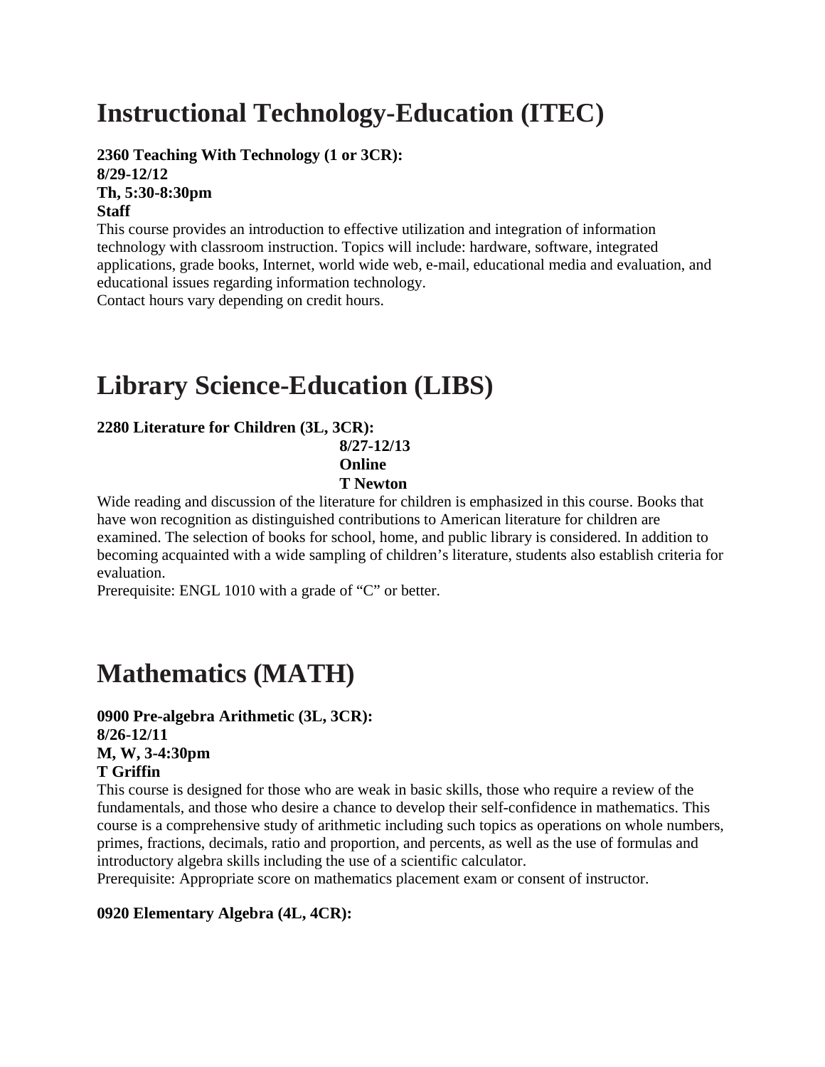# Instructional Technology-Education (ITEC)

**2360 Teaching With Technology (1 or 3CR):**
**8/29-12/12**
**Th, 5:30-8:30pm**
**Staff**

This course provides an introduction to effective utilization and integration of information technology with classroom instruction. Topics will include: hardware, software, integrated applications, grade books, Internet, world wide web, e-mail, educational media and evaluation, and educational issues regarding information technology.
Contact hours vary depending on credit hours.

# Library Science-Education (LIBS)

**2280 Literature for Children (3L, 3CR):**
**8/27-12/13**
**Online**
**T Newton**

Wide reading and discussion of the literature for children is emphasized in this course. Books that have won recognition as distinguished contributions to American literature for children are examined. The selection of books for school, home, and public library is considered. In addition to becoming acquainted with a wide sampling of children's literature, students also establish criteria for evaluation.
Prerequisite: ENGL 1010 with a grade of "C" or better.

# Mathematics (MATH)

**0900 Pre-algebra Arithmetic (3L, 3CR):**
**8/26-12/11**
**M, W, 3-4:30pm**
**T Griffin**

This course is designed for those who are weak in basic skills, those who require a review of the fundamentals, and those who desire a chance to develop their self-confidence in mathematics. This course is a comprehensive study of arithmetic including such topics as operations on whole numbers, primes, fractions, decimals, ratio and proportion, and percents, as well as the use of formulas and introductory algebra skills including the use of a scientific calculator.
Prerequisite: Appropriate score on mathematics placement exam or consent of instructor.

**0920 Elementary Algebra (4L, 4CR):**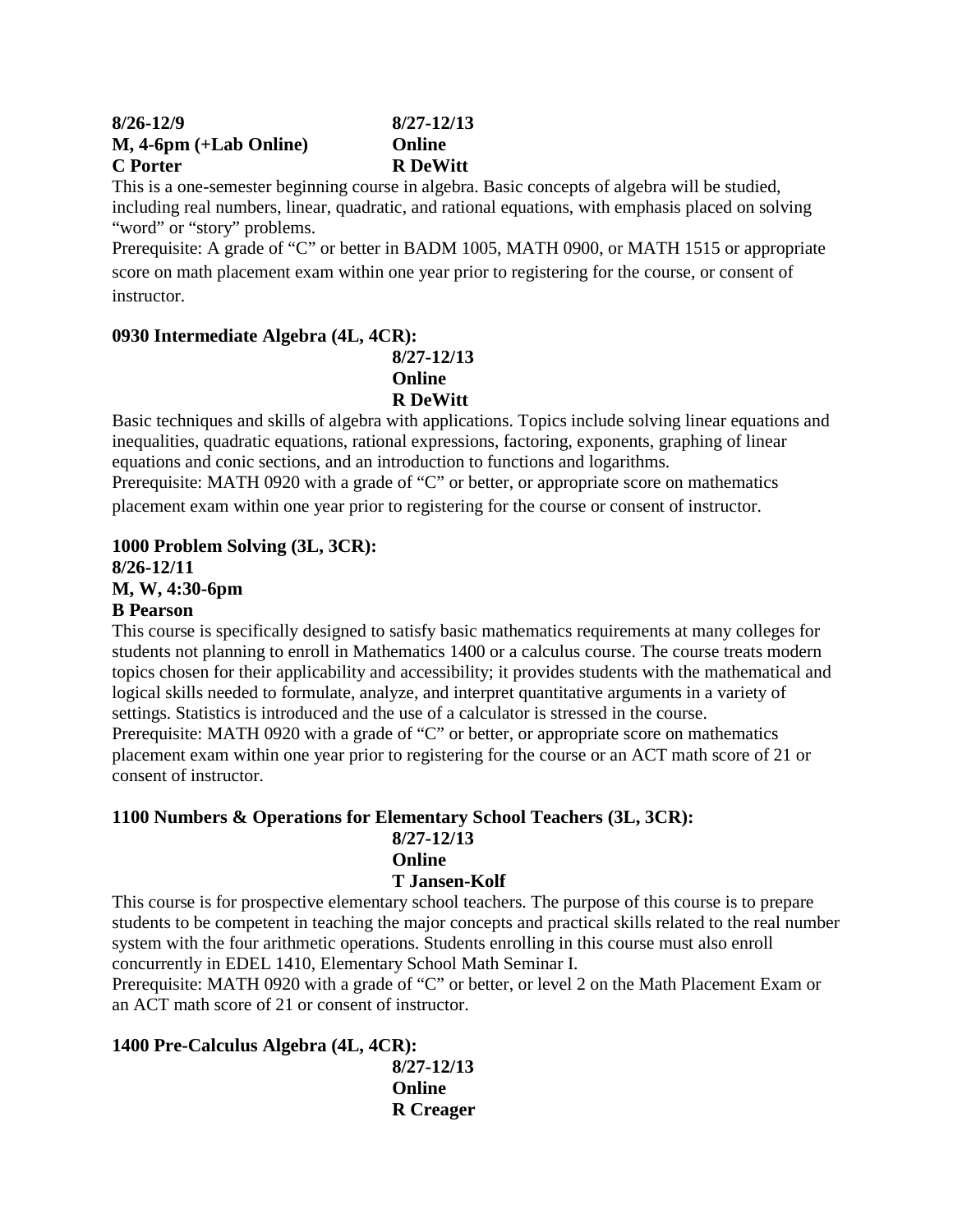**8/26-12/9**
**M, 4-6pm (+Lab Online)**
**C Porter**

**8/27-12/13**
**Online**
**R DeWitt**

This is a one-semester beginning course in algebra. Basic concepts of algebra will be studied, including real numbers, linear, quadratic, and rational equations, with emphasis placed on solving "word" or "story" problems.
Prerequisite: A grade of "C" or better in BADM 1005, MATH 0900, or MATH 1515 or appropriate score on math placement exam within one year prior to registering for the course, or consent of instructor.

**0930 Intermediate Algebra (4L, 4CR):**

**8/27-12/13**
**Online**
**R DeWitt**

Basic techniques and skills of algebra with applications. Topics include solving linear equations and inequalities, quadratic equations, rational expressions, factoring, exponents, graphing of linear equations and conic sections, and an introduction to functions and logarithms.
Prerequisite: MATH 0920 with a grade of "C" or better, or appropriate score on mathematics placement exam within one year prior to registering for the course or consent of instructor.

**1000 Problem Solving (3L, 3CR):**

**8/26-12/11**
**M, W, 4:30-6pm**
**B Pearson**

This course is specifically designed to satisfy basic mathematics requirements at many colleges for students not planning to enroll in Mathematics 1400 or a calculus course. The course treats modern topics chosen for their applicability and accessibility; it provides students with the mathematical and logical skills needed to formulate, analyze, and interpret quantitative arguments in a variety of settings. Statistics is introduced and the use of a calculator is stressed in the course.
Prerequisite: MATH 0920 with a grade of "C" or better, or appropriate score on mathematics placement exam within one year prior to registering for the course or an ACT math score of 21 or consent of instructor.

**1100 Numbers & Operations for Elementary School Teachers (3L, 3CR):**

**8/27-12/13**
**Online**
**T Jansen-Kolf**

This course is for prospective elementary school teachers. The purpose of this course is to prepare students to be competent in teaching the major concepts and practical skills related to the real number system with the four arithmetic operations. Students enrolling in this course must also enroll concurrently in EDEL 1410, Elementary School Math Seminar I.
Prerequisite: MATH 0920 with a grade of "C" or better, or level 2 on the Math Placement Exam or an ACT math score of 21 or consent of instructor.

**1400 Pre-Calculus Algebra (4L, 4CR):**

**8/27-12/13**
**Online**
**R Creager**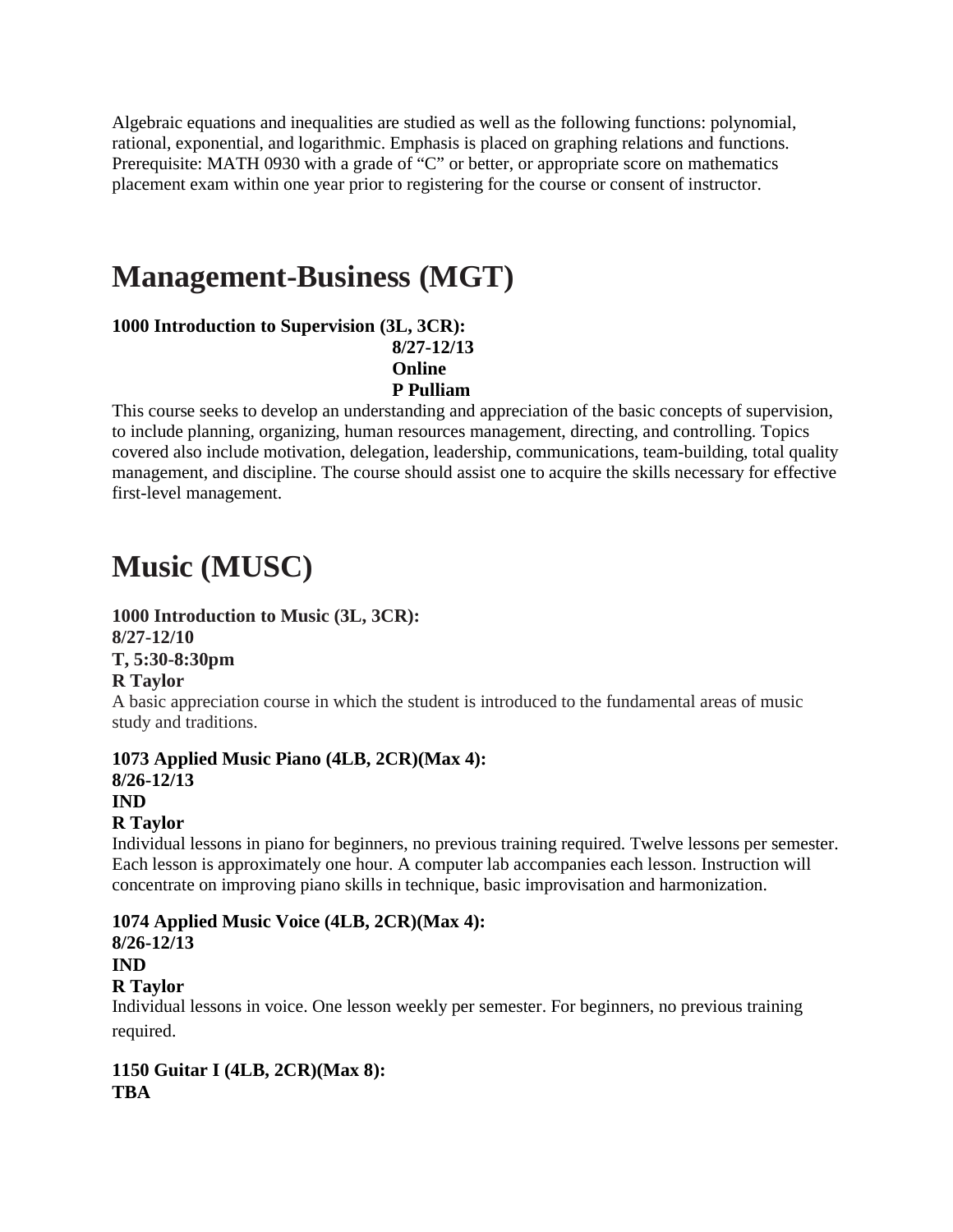Algebraic equations and inequalities are studied as well as the following functions: polynomial, rational, exponential, and logarithmic. Emphasis is placed on graphing relations and functions. Prerequisite: MATH 0930 with a grade of "C" or better, or appropriate score on mathematics placement exam within one year prior to registering for the course or consent of instructor.

# Management-Business (MGT)

**1000 Introduction to Supervision (3L, 3CR):**
**8/27-12/13**
**Online**
**P Pulliam**

This course seeks to develop an understanding and appreciation of the basic concepts of supervision, to include planning, organizing, human resources management, directing, and controlling. Topics covered also include motivation, delegation, leadership, communications, team-building, total quality management, and discipline. The course should assist one to acquire the skills necessary for effective first-level management.

# Music (MUSC)

**1000 Introduction to Music (3L, 3CR):**
**8/27-12/10**
**T, 5:30-8:30pm**
**R Taylor**

A basic appreciation course in which the student is introduced to the fundamental areas of music study and traditions.

**1073 Applied Music Piano (4LB, 2CR)(Max 4):**
**8/26-12/13**
**IND**
**R Taylor**

Individual lessons in piano for beginners, no previous training required. Twelve lessons per semester. Each lesson is approximately one hour. A computer lab accompanies each lesson. Instruction will concentrate on improving piano skills in technique, basic improvisation and harmonization.

**1074 Applied Music Voice (4LB, 2CR)(Max 4):**
**8/26-12/13**
**IND**
**R Taylor**

Individual lessons in voice. One lesson weekly per semester. For beginners, no previous training required.

**1150 Guitar I (4LB, 2CR)(Max 8):**
**TBA**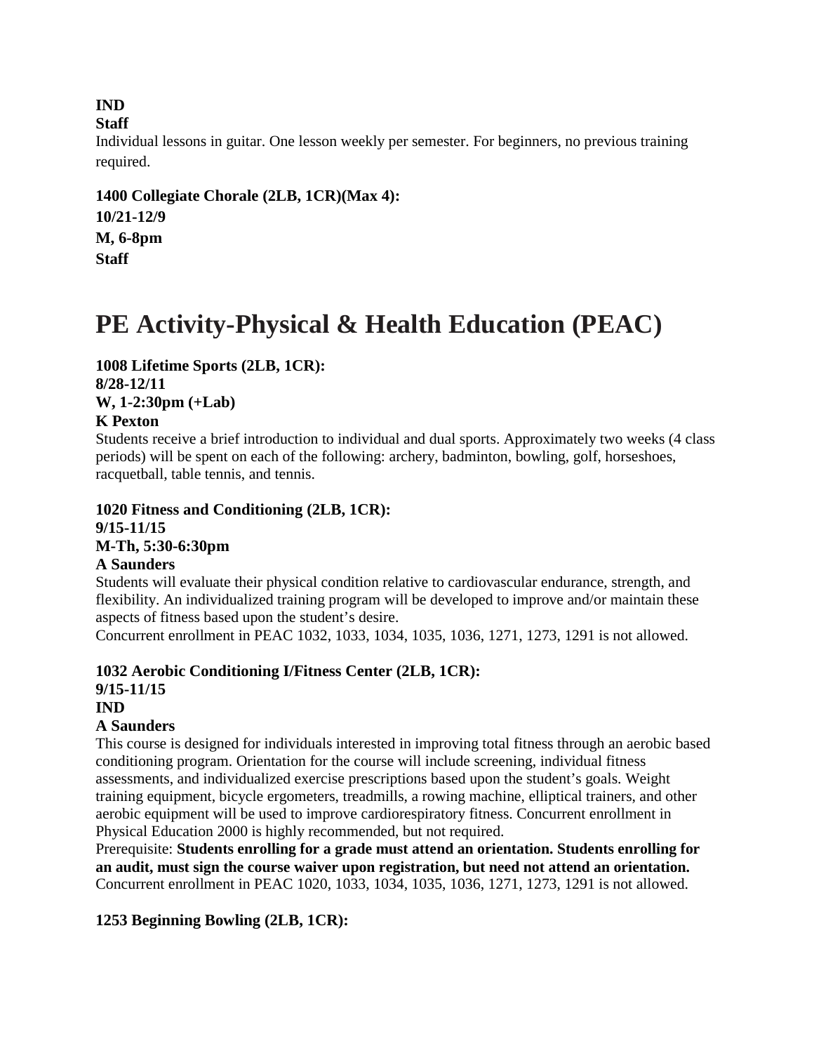**IND**
**Staff**
Individual lessons in guitar. One lesson weekly per semester. For beginners, no previous training required.

**1400 Collegiate Chorale (2LB, 1CR)(Max 4):**
**10/21-12/9**
**M, 6-8pm**
**Staff**

# PE Activity-Physical & Health Education (PEAC)

**1008 Lifetime Sports (2LB, 1CR):**
**8/28-12/11**
**W, 1-2:30pm (+Lab)**
**K Pexton**
Students receive a brief introduction to individual and dual sports. Approximately two weeks (4 class periods) will be spent on each of the following: archery, badminton, bowling, golf, horseshoes, racquetball, table tennis, and tennis.

**1020 Fitness and Conditioning (2LB, 1CR):**
**9/15-11/15**
**M-Th, 5:30-6:30pm**
**A Saunders**
Students will evaluate their physical condition relative to cardiovascular endurance, strength, and flexibility. An individualized training program will be developed to improve and/or maintain these aspects of fitness based upon the student's desire.
Concurrent enrollment in PEAC 1032, 1033, 1034, 1035, 1036, 1271, 1273, 1291 is not allowed.

**1032 Aerobic Conditioning I/Fitness Center (2LB, 1CR):**
**9/15-11/15**
**IND**
**A Saunders**
This course is designed for individuals interested in improving total fitness through an aerobic based conditioning program. Orientation for the course will include screening, individual fitness assessments, and individualized exercise prescriptions based upon the student's goals. Weight training equipment, bicycle ergometers, treadmills, a rowing machine, elliptical trainers, and other aerobic equipment will be used to improve cardiorespiratory fitness. Concurrent enrollment in Physical Education 2000 is highly recommended, but not required.
Prerequisite: **Students enrolling for a grade must attend an orientation. Students enrolling for an audit, must sign the course waiver upon registration, but need not attend an orientation.**
Concurrent enrollment in PEAC 1020, 1033, 1034, 1035, 1036, 1271, 1273, 1291 is not allowed.

**1253 Beginning Bowling (2LB, 1CR):**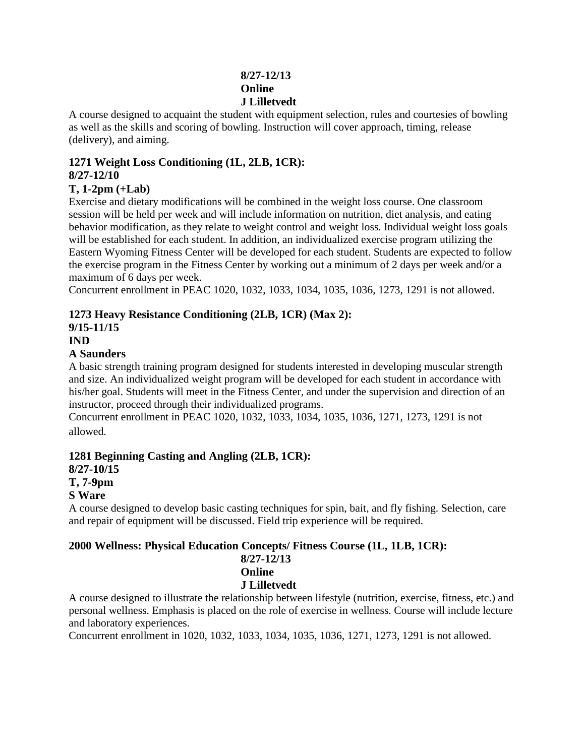**8/27-12/13**
**Online**
**J Lilletvedt**

A course designed to acquaint the student with equipment selection, rules and courtesies of bowling as well as the skills and scoring of bowling. Instruction will cover approach, timing, release (delivery), and aiming.

**1271 Weight Loss Conditioning (1L, 2LB, 1CR):**
**8/27-12/10**
**T, 1-2pm (+Lab)**

Exercise and dietary modifications will be combined in the weight loss course. One classroom session will be held per week and will include information on nutrition, diet analysis, and eating behavior modification, as they relate to weight control and weight loss. Individual weight loss goals will be established for each student. In addition, an individualized exercise program utilizing the Eastern Wyoming Fitness Center will be developed for each student. Students are expected to follow the exercise program in the Fitness Center by working out a minimum of 2 days per week and/or a maximum of 6 days per week.
Concurrent enrollment in PEAC 1020, 1032, 1033, 1034, 1035, 1036, 1273, 1291 is not allowed.

**1273 Heavy Resistance Conditioning (2LB, 1CR) (Max 2):**
**9/15-11/15**
**IND**
**A Saunders**

A basic strength training program designed for students interested in developing muscular strength and size. An individualized weight program will be developed for each student in accordance with his/her goal. Students will meet in the Fitness Center, and under the supervision and direction of an instructor, proceed through their individualized programs.
Concurrent enrollment in PEAC 1020, 1032, 1033, 1034, 1035, 1036, 1271, 1273, 1291 is not allowed.

**1281 Beginning Casting and Angling (2LB, 1CR):**
**8/27-10/15**
**T, 7-9pm**
**S Ware**

A course designed to develop basic casting techniques for spin, bait, and fly fishing. Selection, care and repair of equipment will be discussed. Field trip experience will be required.

**2000 Wellness: Physical Education Concepts/ Fitness Course (1L, 1LB, 1CR):**
**8/27-12/13**
**Online**
**J Lilletvedt**

A course designed to illustrate the relationship between lifestyle (nutrition, exercise, fitness, etc.) and personal wellness. Emphasis is placed on the role of exercise in wellness. Course will include lecture and laboratory experiences.
Concurrent enrollment in 1020, 1032, 1033, 1034, 1035, 1036, 1271, 1273, 1291 is not allowed.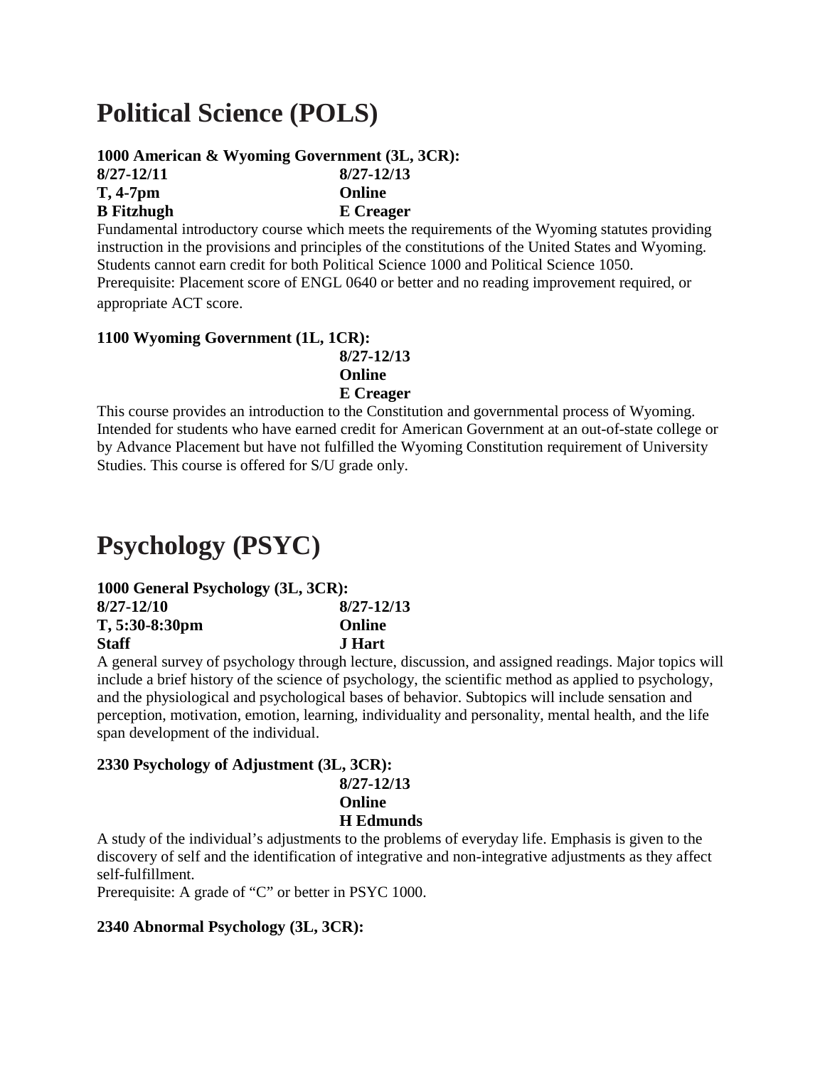# Political Science (POLS)

**1000 American & Wyoming Government (3L, 3CR):**

| | |
|---|---|
| **8/27-12/11** | **8/27-12/13** |
| **T, 4-7pm** | **Online** |
| **B Fitzhugh** | **E Creager** |

Fundamental introductory course which meets the requirements of the Wyoming statutes providing instruction in the provisions and principles of the constitutions of the United States and Wyoming. Students cannot earn credit for both Political Science 1000 and Political Science 1050.
Prerequisite: Placement score of ENGL 0640 or better and no reading improvement required, or appropriate ACT score.

**1100 Wyoming Government (1L, 1CR):**

**8/27-12/13**
**Online**
**E Creager**

This course provides an introduction to the Constitution and governmental process of Wyoming. Intended for students who have earned credit for American Government at an out-of-state college or by Advance Placement but have not fulfilled the Wyoming Constitution requirement of University Studies. This course is offered for S/U grade only.

# Psychology (PSYC)

**1000 General Psychology (3L, 3CR):**

| | |
|---|---|
| **8/27-12/10** | **8/27-12/13** |
| **T, 5:30-8:30pm** | **Online** |
| **Staff** | **J Hart** |

A general survey of psychology through lecture, discussion, and assigned readings. Major topics will include a brief history of the science of psychology, the scientific method as applied to psychology, and the physiological and psychological bases of behavior. Subtopics will include sensation and perception, motivation, emotion, learning, individuality and personality, mental health, and the life span development of the individual.

**2330 Psychology of Adjustment (3L, 3CR):**

**8/27-12/13**
**Online**
**H Edmunds**

A study of the individual's adjustments to the problems of everyday life. Emphasis is given to the discovery of self and the identification of integrative and non-integrative adjustments as they affect self-fulfillment.
Prerequisite: A grade of "C" or better in PSYC 1000.

**2340 Abnormal Psychology (3L, 3CR):**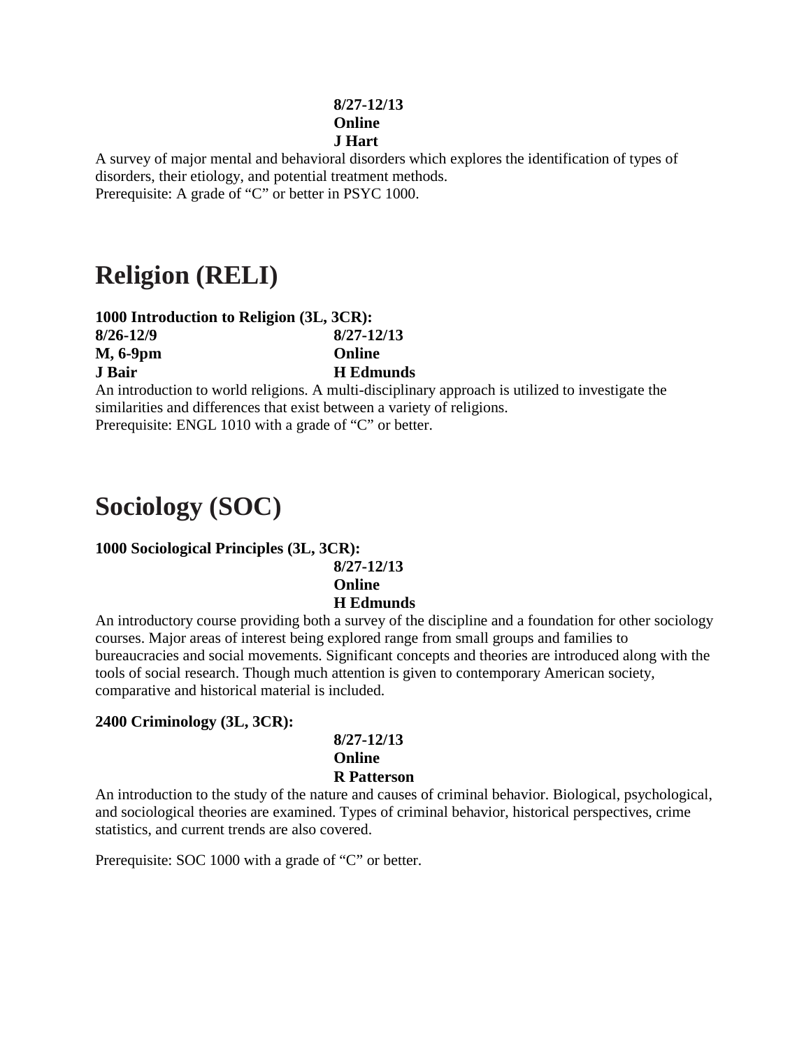**8/27-12/13**
**Online**
**J Hart**

A survey of major mental and behavioral disorders which explores the identification of types of disorders, their etiology, and potential treatment methods.
Prerequisite: A grade of "C" or better in PSYC 1000.

# Religion (RELI)

**1000 Introduction to Religion (3L, 3CR):**

| | |
|---|---|
| **8/26-12/9** | **8/27-12/13** |
| **M, 6-9pm** | **Online** |
| **J Bair** | **H Edmunds** |

An introduction to world religions. A multi-disciplinary approach is utilized to investigate the similarities and differences that exist between a variety of religions.
Prerequisite: ENGL 1010 with a grade of "C" or better.

# Sociology (SOC)

**1000 Sociological Principles (3L, 3CR):**

**8/27-12/13**
**Online**
**H Edmunds**

An introductory course providing both a survey of the discipline and a foundation for other sociology courses. Major areas of interest being explored range from small groups and families to bureaucracies and social movements. Significant concepts and theories are introduced along with the tools of social research. Though much attention is given to contemporary American society, comparative and historical material is included.

**2400 Criminology (3L, 3CR):**

**8/27-12/13**
**Online**
**R Patterson**

An introduction to the study of the nature and causes of criminal behavior. Biological, psychological, and sociological theories are examined. Types of criminal behavior, historical perspectives, crime statistics, and current trends are also covered.

Prerequisite: SOC 1000 with a grade of "C" or better.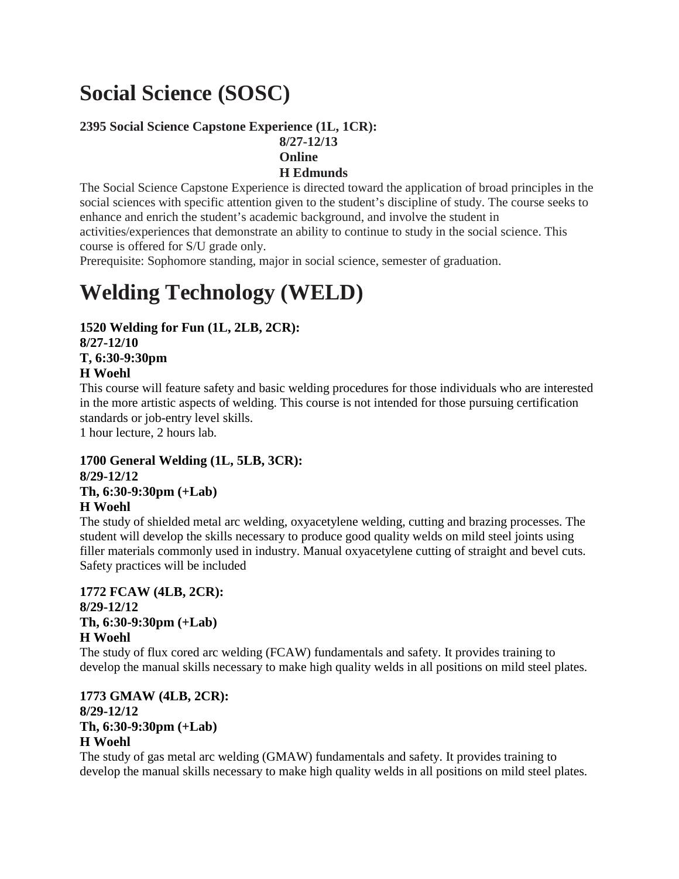# Social Science (SOSC)

**2395 Social Science Capstone Experience (1L, 1CR):**
**8/27-12/13**
**Online**
**H Edmunds**

The Social Science Capstone Experience is directed toward the application of broad principles in the social sciences with specific attention given to the student's discipline of study. The course seeks to enhance and enrich the student's academic background, and involve the student in activities/experiences that demonstrate an ability to continue to study in the social science. This course is offered for S/U grade only.
Prerequisite: Sophomore standing, major in social science, semester of graduation.

# Welding Technology (WELD)

**1520 Welding for Fun (1L, 2LB, 2CR):**
**8/27-12/10**
**T, 6:30-9:30pm**
**H Woehl**

This course will feature safety and basic welding procedures for those individuals who are interested in the more artistic aspects of welding. This course is not intended for those pursuing certification standards or job-entry level skills.
1 hour lecture, 2 hours lab.

**1700 General Welding (1L, 5LB, 3CR):**
**8/29-12/12**
**Th, 6:30-9:30pm (+Lab)**
**H Woehl**

The study of shielded metal arc welding, oxyacetylene welding, cutting and brazing processes. The student will develop the skills necessary to produce good quality welds on mild steel joints using filler materials commonly used in industry. Manual oxyacetylene cutting of straight and bevel cuts. Safety practices will be included

**1772 FCAW (4LB, 2CR):**
**8/29-12/12**
**Th, 6:30-9:30pm (+Lab)**
**H Woehl**

The study of flux cored arc welding (FCAW) fundamentals and safety. It provides training to develop the manual skills necessary to make high quality welds in all positions on mild steel plates.

**1773 GMAW (4LB, 2CR):**
**8/29-12/12**
**Th, 6:30-9:30pm (+Lab)**
**H Woehl**

The study of gas metal arc welding (GMAW) fundamentals and safety. It provides training to develop the manual skills necessary to make high quality welds in all positions on mild steel plates.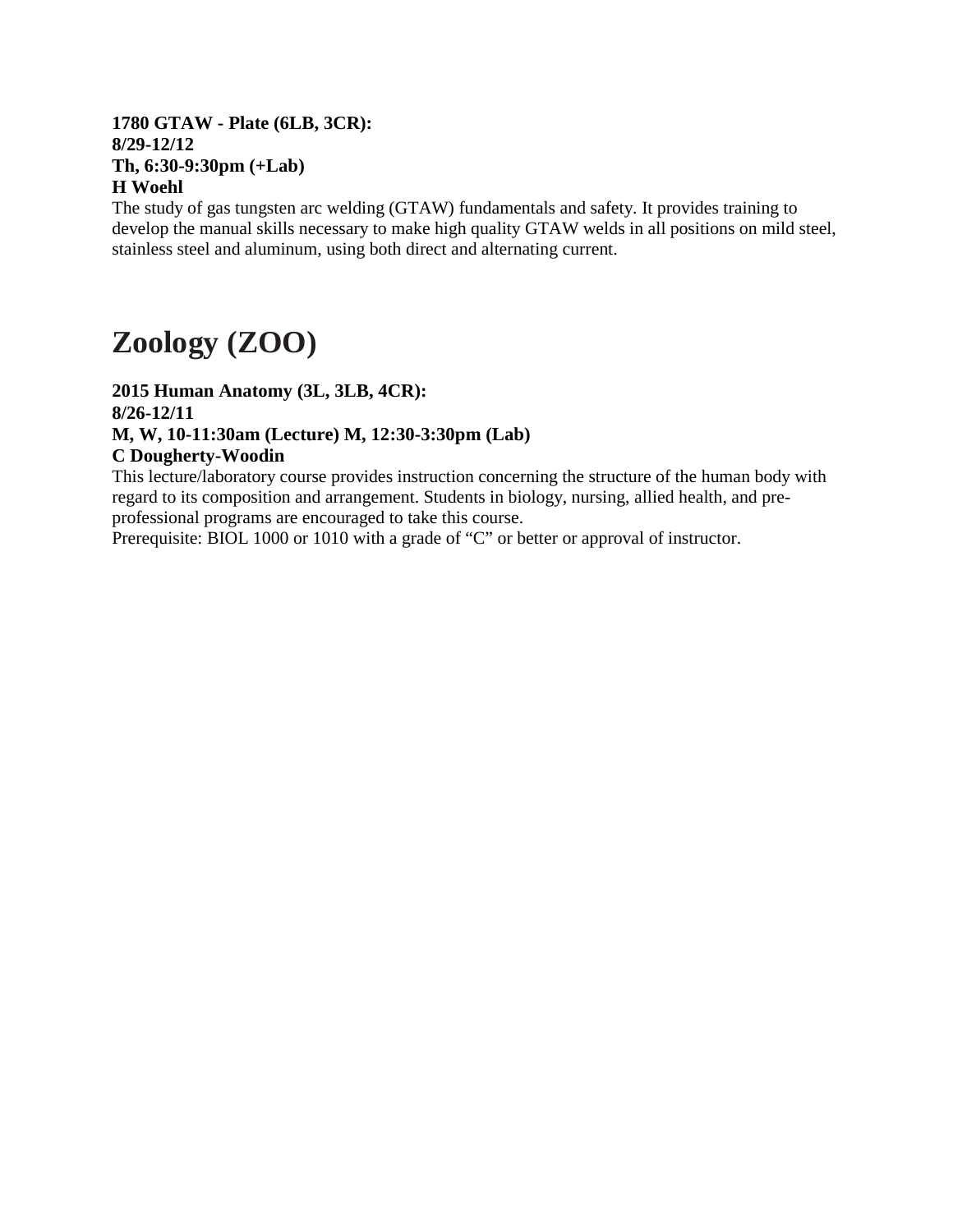**1780 GTAW - Plate (6LB, 3CR):**
**8/29-12/12**
**Th, 6:30-9:30pm (+Lab)**
**H Woehl**
The study of gas tungsten arc welding (GTAW) fundamentals and safety. It provides training to develop the manual skills necessary to make high quality GTAW welds in all positions on mild steel, stainless steel and aluminum, using both direct and alternating current.

# Zoology (ZOO)

**2015 Human Anatomy (3L, 3LB, 4CR):**
**8/26-12/11**
**M, W, 10-11:30am (Lecture) M, 12:30-3:30pm (Lab)**
**C Dougherty-Woodin**
This lecture/laboratory course provides instruction concerning the structure of the human body with regard to its composition and arrangement. Students in biology, nursing, allied health, and pre-professional programs are encouraged to take this course.
Prerequisite: BIOL 1000 or 1010 with a grade of "C" or better or approval of instructor.